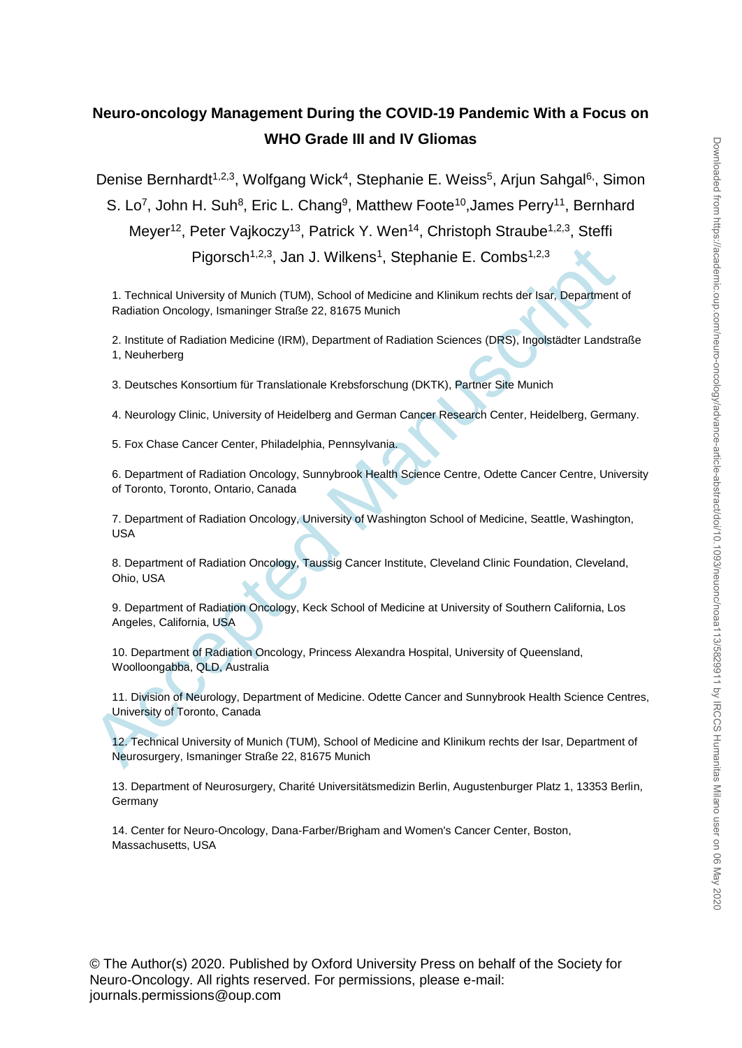# Neuro-oncology Management During the COVID-19 Pandemic With a Focus on WHO Grade III and IV Gliomas

Denise Bernhardt[1,2,3], Wolfgang Wick[4], Stephanie E. Weiss[5], Arjun Sahgal[6], Simon S. Lo[7], John H. Suh[8], Eric L. Chang[9], Matthew Foote[10], James Perry[11], Bernhard Meyer[12], Peter Vajkoczy[13], Patrick Y. Wen[14], Christoph Straube[1,2,3], Steffi Pigorsch[1,2,3], Jan J. Wilkens[1], Stephanie E. Combs[1,2,3]

1. Technical University of Munich (TUM), School of Medicine and Klinikum rechts der Isar, Department of Radiation Oncology, Ismaninger Straße 22, 81675 Munich

2. Institute of Radiation Medicine (IRM), Department of Radiation Sciences (DRS), Ingolstädter Landstraße 1, Neuherberg

3. Deutsches Konsortium für Translationale Krebsforschung (DKTK), Partner Site Munich

4. Neurology Clinic, University of Heidelberg and German Cancer Research Center, Heidelberg, Germany.

5. Fox Chase Cancer Center, Philadelphia, Pennsylvania.

6. Department of Radiation Oncology, Sunnybrook Health Science Centre, Odette Cancer Centre, University of Toronto, Toronto, Ontario, Canada

7. Department of Radiation Oncology, University of Washington School of Medicine, Seattle, Washington, USA

8. Department of Radiation Oncology, Taussig Cancer Institute, Cleveland Clinic Foundation, Cleveland, Ohio, USA

9. Department of Radiation Oncology, Keck School of Medicine at University of Southern California, Los Angeles, California, USA

10. Department of Radiation Oncology, Princess Alexandra Hospital, University of Queensland, Woolloongabba, QLD, Australia

11. Division of Neurology, Department of Medicine. Odette Cancer and Sunnybrook Health Science Centres, University of Toronto, Canada

12. Technical University of Munich (TUM), School of Medicine and Klinikum rechts der Isar, Department of Neurosurgery, Ismaninger Straße 22, 81675 Munich

13. Department of Neurosurgery, Charité Universitätsmedizin Berlin, Augustenburger Platz 1, 13353 Berlin, Germany

14. Center for Neuro-Oncology, Dana-Farber/Brigham and Women's Cancer Center, Boston, Massachusetts, USA

© The Author(s) 2020. Published by Oxford University Press on behalf of the Society for Neuro-Oncology. All rights reserved. For permissions, please e-mail: journals.permissions@oup.com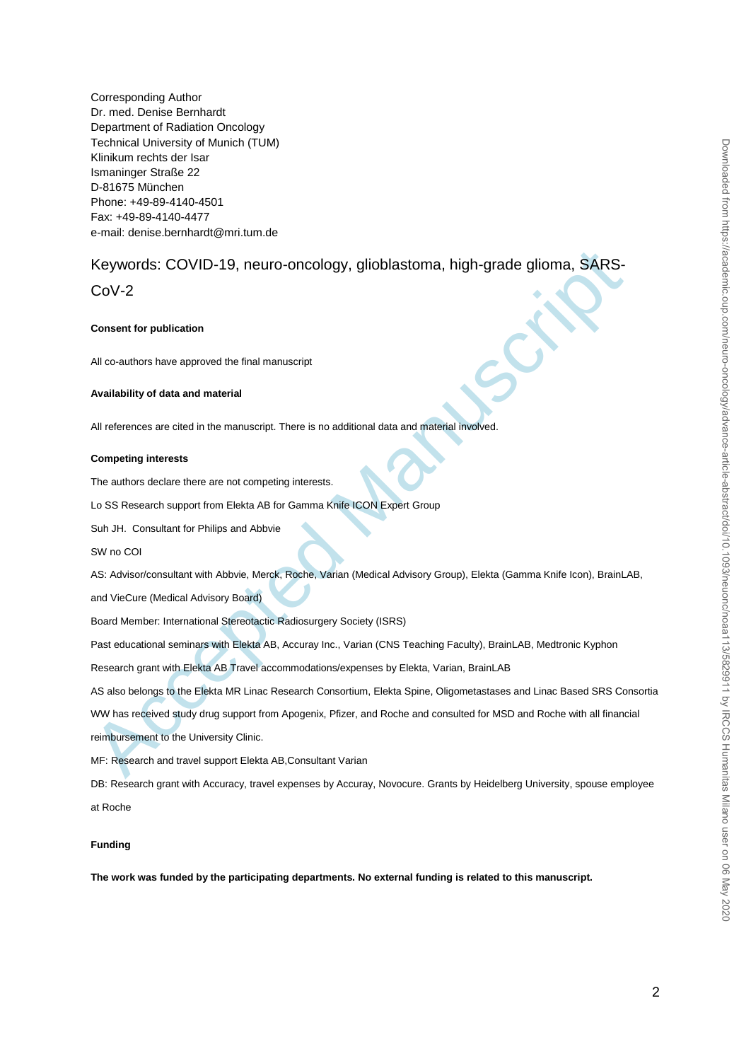Corresponding Author
Dr. med. Denise Bernhardt
Department of Radiation Oncology
Technical University of Munich (TUM)
Klinikum rechts der Isar
Ismaninger Straße 22
D-81675 München
Phone: +49-89-4140-4501
Fax: +49-89-4140-4477
e-mail: denise.bernhardt@mri.tum.de

Keywords: COVID-19, neuro-oncology, glioblastoma, high-grade glioma, SARS-CoV-2

**Consent for publication**

All co-authors have approved the final manuscript

**Availability of data and material**

All references are cited in the manuscript. There is no additional data and material involved.

**Competing interests**

The authors declare there are not competing interests.

Lo SS Research support from Elekta AB for Gamma Knife ICON Expert Group

Suh JH. Consultant for Philips and Abbvie

SW no COI

AS: Advisor/consultant with Abbvie, Merck, Roche, Varian (Medical Advisory Group), Elekta (Gamma Knife Icon), BrainLAB, and VieCure (Medical Advisory Board)

Board Member: International Stereotactic Radiosurgery Society (ISRS)

Past educational seminars with Elekta AB, Accuray Inc., Varian (CNS Teaching Faculty), BrainLAB, Medtronic Kyphon

Research grant with Elekta AB Travel accommodations/expenses by Elekta, Varian, BrainLAB

AS also belongs to the Elekta MR Linac Research Consortium, Elekta Spine, Oligometastases and Linac Based SRS Consortia

WW has received study drug support from Apogenix, Pfizer, and Roche and consulted for MSD and Roche with all financial reimbursement to the University Clinic.

MF: Research and travel support Elekta AB,Consultant Varian

DB: Research grant with Accuracy, travel expenses by Accuray, Novocure. Grants by Heidelberg University, spouse employee at Roche

**Funding**

**The work was funded by the participating departments. No external funding is related to this manuscript.**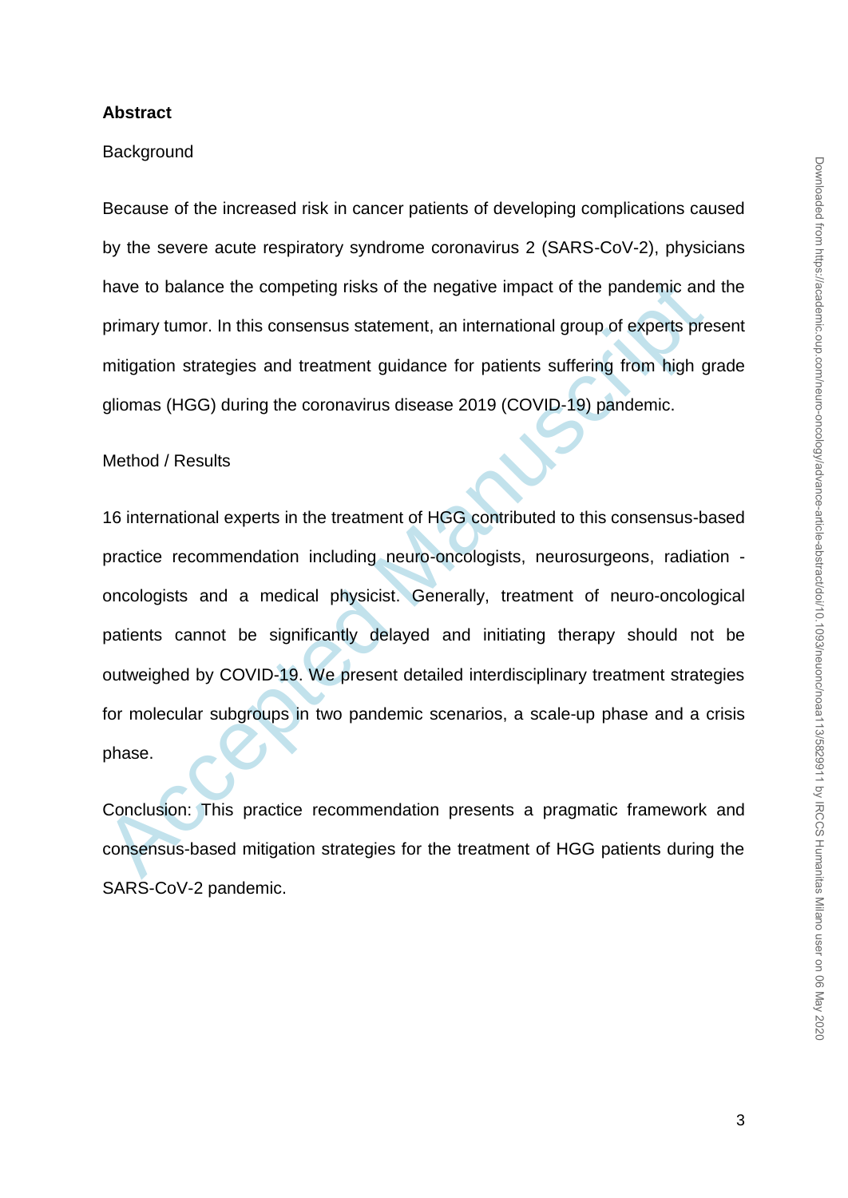## Abstract

Background

Because of the increased risk in cancer patients of developing complications caused by the severe acute respiratory syndrome coronavirus 2 (SARS-CoV-2), physicians have to balance the competing risks of the negative impact of the pandemic and the primary tumor. In this consensus statement, an international group of experts present mitigation strategies and treatment guidance for patients suffering from high grade gliomas (HGG) during the coronavirus disease 2019 (COVID-19) pandemic.

Method / Results

16 international experts in the treatment of HGG contributed to this consensus-based practice recommendation including neuro-oncologists, neurosurgeons, radiation - oncologists and a medical physicist. Generally, treatment of neuro-oncological patients cannot be significantly delayed and initiating therapy should not be outweighed by COVID-19. We present detailed interdisciplinary treatment strategies for molecular subgroups in two pandemic scenarios, a scale-up phase and a crisis phase.

Conclusion: This practice recommendation presents a pragmatic framework and consensus-based mitigation strategies for the treatment of HGG patients during the SARS-CoV-2 pandemic.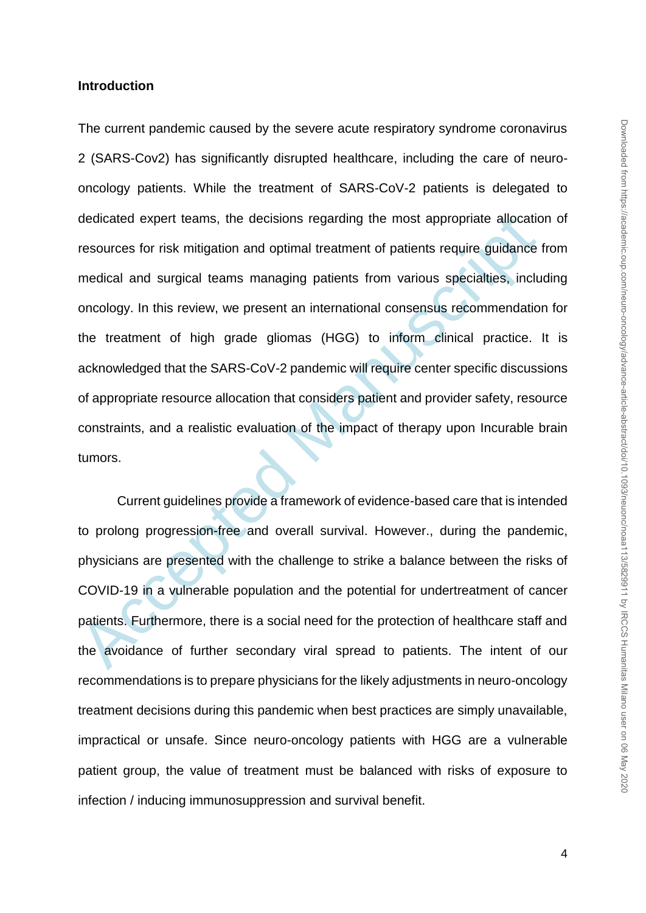## Introduction

The current pandemic caused by the severe acute respiratory syndrome coronavirus 2 (SARS-Cov2) has significantly disrupted healthcare, including the care of neuro-oncology patients. While the treatment of SARS-CoV-2 patients is delegated to dedicated expert teams, the decisions regarding the most appropriate allocation of resources for risk mitigation and optimal treatment of patients require guidance from medical and surgical teams managing patients from various specialties, including oncology. In this review, we present an international consensus recommendation for the treatment of high grade gliomas (HGG) to inform clinical practice. It is acknowledged that the SARS-CoV-2 pandemic will require center specific discussions of appropriate resource allocation that considers patient and provider safety, resource constraints, and a realistic evaluation of the impact of therapy upon Incurable brain tumors.

Current guidelines provide a framework of evidence-based care that is intended to prolong progression-free and overall survival. However., during the pandemic, physicians are presented with the challenge to strike a balance between the risks of COVID-19 in a vulnerable population and the potential for undertreatment of cancer patients. Furthermore, there is a social need for the protection of healthcare staff and the avoidance of further secondary viral spread to patients. The intent of our recommendations is to prepare physicians for the likely adjustments in neuro-oncology treatment decisions during this pandemic when best practices are simply unavailable, impractical or unsafe. Since neuro-oncology patients with HGG are a vulnerable patient group, the value of treatment must be balanced with risks of exposure to infection / inducing immunosuppression and survival benefit.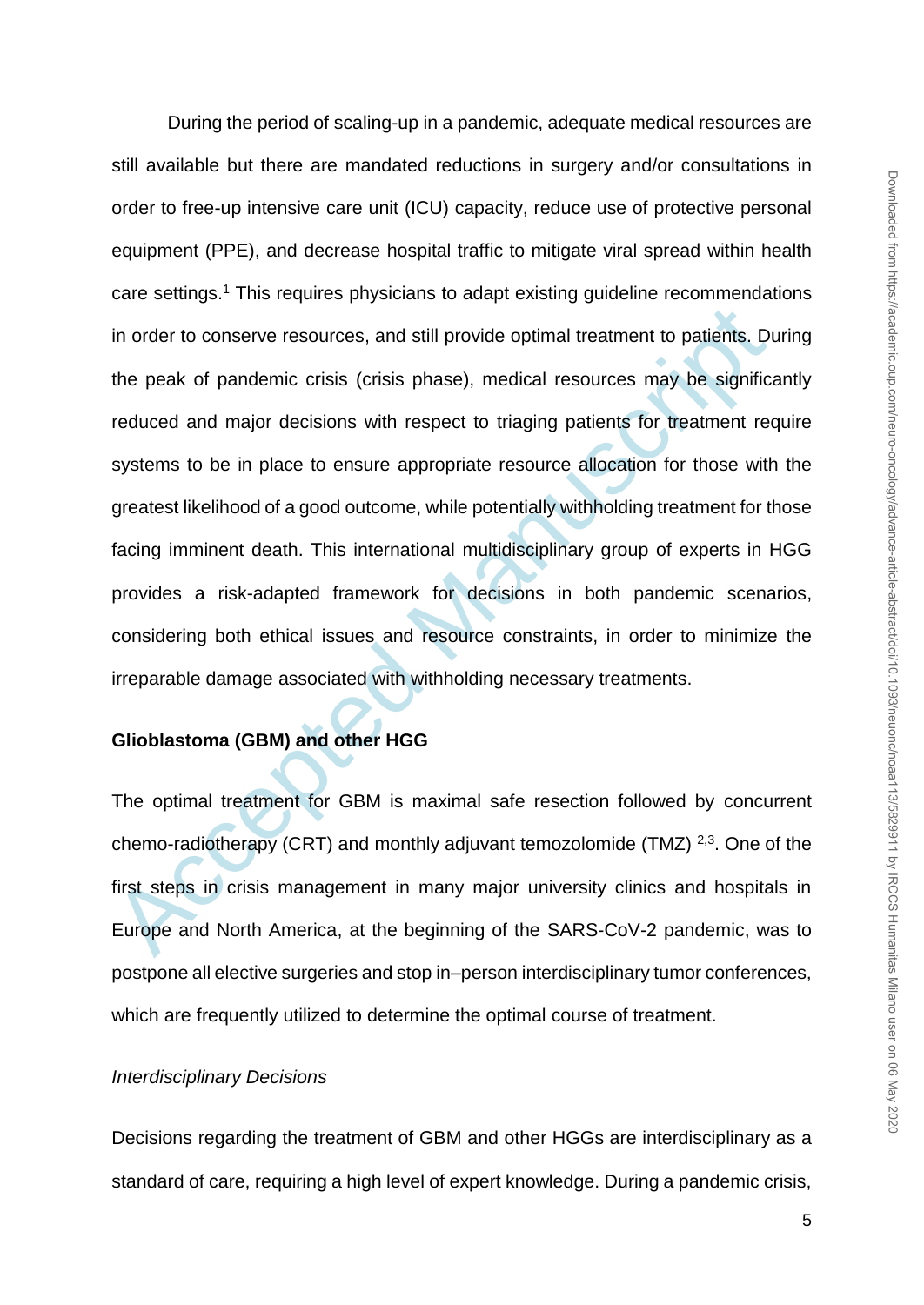During the period of scaling-up in a pandemic, adequate medical resources are still available but there are mandated reductions in surgery and/or consultations in order to free-up intensive care unit (ICU) capacity, reduce use of protective personal equipment (PPE), and decrease hospital traffic to mitigate viral spread within health care settings.[1] This requires physicians to adapt existing guideline recommendations in order to conserve resources, and still provide optimal treatment to patients. During the peak of pandemic crisis (crisis phase), medical resources may be significantly reduced and major decisions with respect to triaging patients for treatment require systems to be in place to ensure appropriate resource allocation for those with the greatest likelihood of a good outcome, while potentially withholding treatment for those facing imminent death. This international multidisciplinary group of experts in HGG provides a risk-adapted framework for decisions in both pandemic scenarios, considering both ethical issues and resource constraints, in order to minimize the irreparable damage associated with withholding necessary treatments.

**Glioblastoma (GBM) and other HGG**

The optimal treatment for GBM is maximal safe resection followed by concurrent chemo-radiotherapy (CRT) and monthly adjuvant temozolomide (TMZ) [2,3]. One of the first steps in crisis management in many major university clinics and hospitals in Europe and North America, at the beginning of the SARS-CoV-2 pandemic, was to postpone all elective surgeries and stop in–person interdisciplinary tumor conferences, which are frequently utilized to determine the optimal course of treatment.

*Interdisciplinary Decisions*

Decisions regarding the treatment of GBM and other HGGs are interdisciplinary as a standard of care, requiring a high level of expert knowledge. During a pandemic crisis,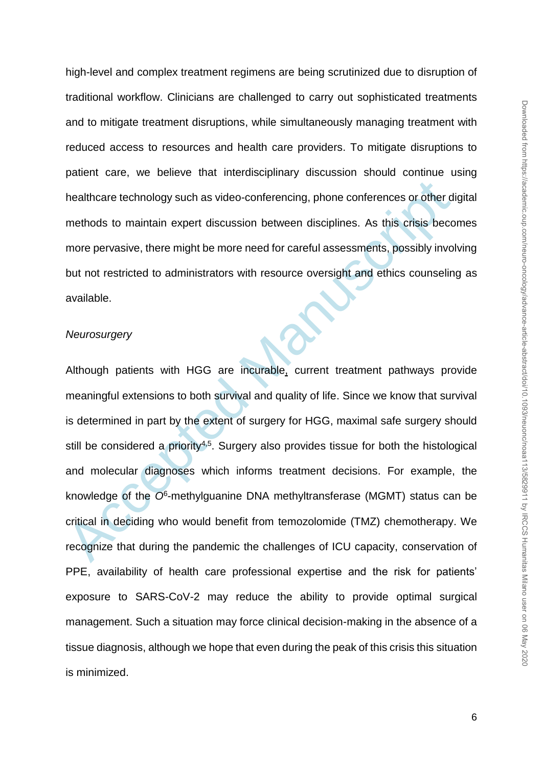high-level and complex treatment regimens are being scrutinized due to disruption of traditional workflow. Clinicians are challenged to carry out sophisticated treatments and to mitigate treatment disruptions, while simultaneously managing treatment with reduced access to resources and health care providers. To mitigate disruptions to patient care, we believe that interdisciplinary discussion should continue using healthcare technology such as video-conferencing, phone conferences or other digital methods to maintain expert discussion between disciplines. As this crisis becomes more pervasive, there might be more need for careful assessments, possibly involving but not restricted to administrators with resource oversight and ethics counseling as available.

*Neurosurgery*

Although patients with HGG are incurable, current treatment pathways provide meaningful extensions to both survival and quality of life. Since we know that survival is determined in part by the extent of surgery for HGG, maximal safe surgery should still be considered a priority[4,5]. Surgery also provides tissue for both the histological and molecular diagnoses which informs treatment decisions. For example, the knowledge of the $O^6$-methylguanine DNA methyltransferase (MGMT) status can be critical in deciding who would benefit from temozolomide (TMZ) chemotherapy. We recognize that during the pandemic the challenges of ICU capacity, conservation of PPE, availability of health care professional expertise and the risk for patients' exposure to SARS-CoV-2 may reduce the ability to provide optimal surgical management. Such a situation may force clinical decision-making in the absence of a tissue diagnosis, although we hope that even during the peak of this crisis this situation is minimized.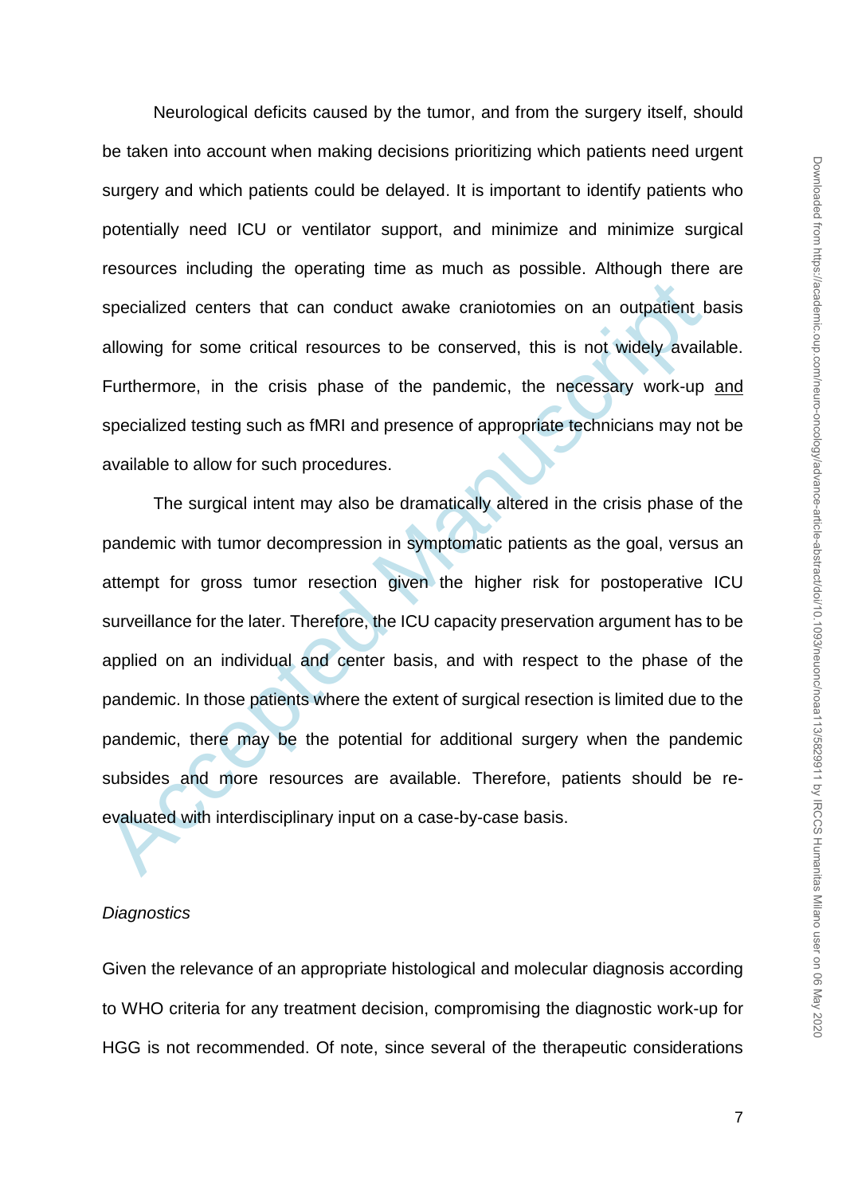Neurological deficits caused by the tumor, and from the surgery itself, should be taken into account when making decisions prioritizing which patients need urgent surgery and which patients could be delayed. It is important to identify patients who potentially need ICU or ventilator support, and minimize and minimize surgical resources including the operating time as much as possible. Although there are specialized centers that can conduct awake craniotomies on an outpatient basis allowing for some critical resources to be conserved, this is not widely available. Furthermore, in the crisis phase of the pandemic, the necessary work-up and specialized testing such as fMRI and presence of appropriate technicians may not be available to allow for such procedures.

The surgical intent may also be dramatically altered in the crisis phase of the pandemic with tumor decompression in symptomatic patients as the goal, versus an attempt for gross tumor resection given the higher risk for postoperative ICU surveillance for the later. Therefore, the ICU capacity preservation argument has to be applied on an individual and center basis, and with respect to the phase of the pandemic. In those patients where the extent of surgical resection is limited due to the pandemic, there may be the potential for additional surgery when the pandemic subsides and more resources are available. Therefore, patients should be re-evaluated with interdisciplinary input on a case-by-case basis.

*Diagnostics*

Given the relevance of an appropriate histological and molecular diagnosis according to WHO criteria for any treatment decision, compromising the diagnostic work-up for HGG is not recommended. Of note, since several of the therapeutic considerations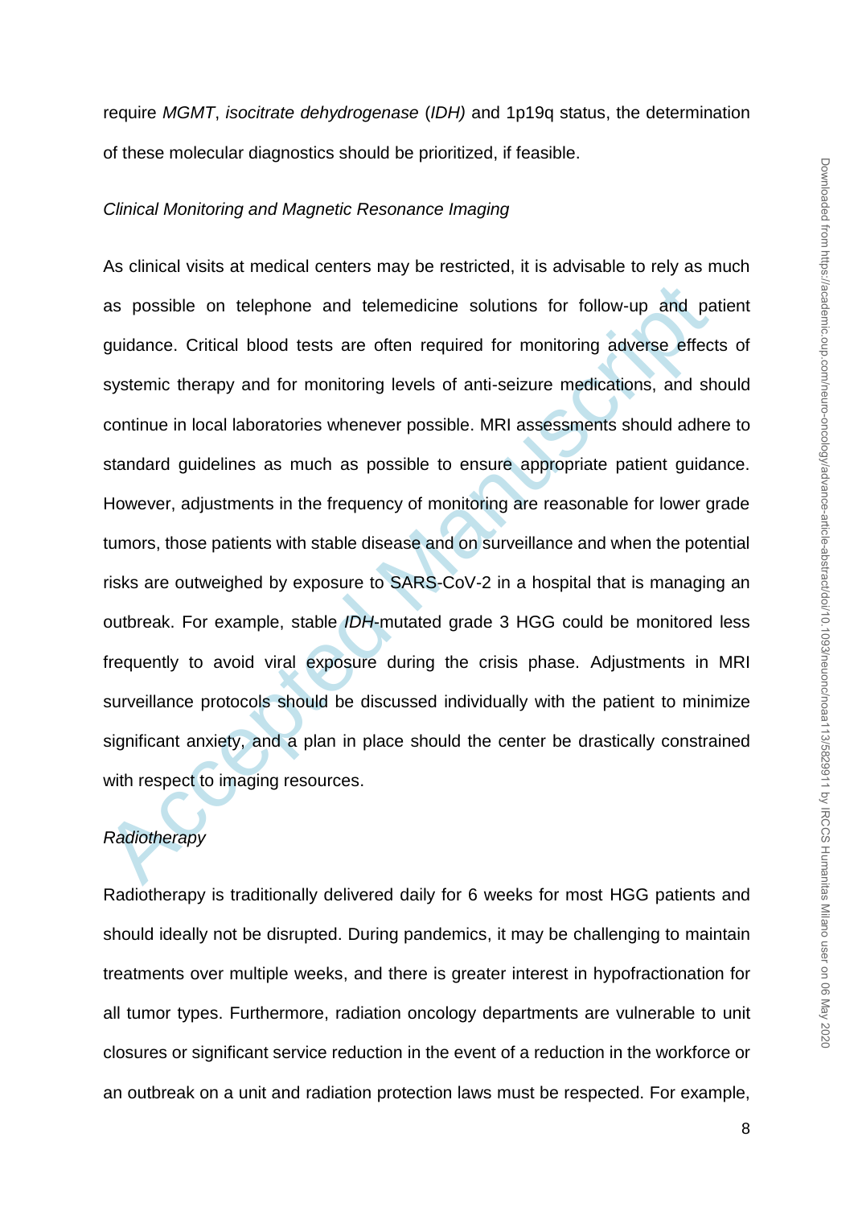require *MGMT*, *isocitrate dehydrogenase* (*IDH)* and 1p19q status, the determination of these molecular diagnostics should be prioritized, if feasible.

*Clinical Monitoring and Magnetic Resonance Imaging*

As clinical visits at medical centers may be restricted, it is advisable to rely as much as possible on telephone and telemedicine solutions for follow-up and patient guidance. Critical blood tests are often required for monitoring adverse effects of systemic therapy and for monitoring levels of anti-seizure medications, and should continue in local laboratories whenever possible. MRI assessments should adhere to standard guidelines as much as possible to ensure appropriate patient guidance. However, adjustments in the frequency of monitoring are reasonable for lower grade tumors, those patients with stable disease and on surveillance and when the potential risks are outweighed by exposure to SARS-CoV-2 in a hospital that is managing an outbreak. For example, stable *IDH*-mutated grade 3 HGG could be monitored less frequently to avoid viral exposure during the crisis phase. Adjustments in MRI surveillance protocols should be discussed individually with the patient to minimize significant anxiety, and a plan in place should the center be drastically constrained with respect to imaging resources.

*Radiotherapy*

Radiotherapy is traditionally delivered daily for 6 weeks for most HGG patients and should ideally not be disrupted. During pandemics, it may be challenging to maintain treatments over multiple weeks, and there is greater interest in hypofractionation for all tumor types. Furthermore, radiation oncology departments are vulnerable to unit closures or significant service reduction in the event of a reduction in the workforce or an outbreak on a unit and radiation protection laws must be respected. For example,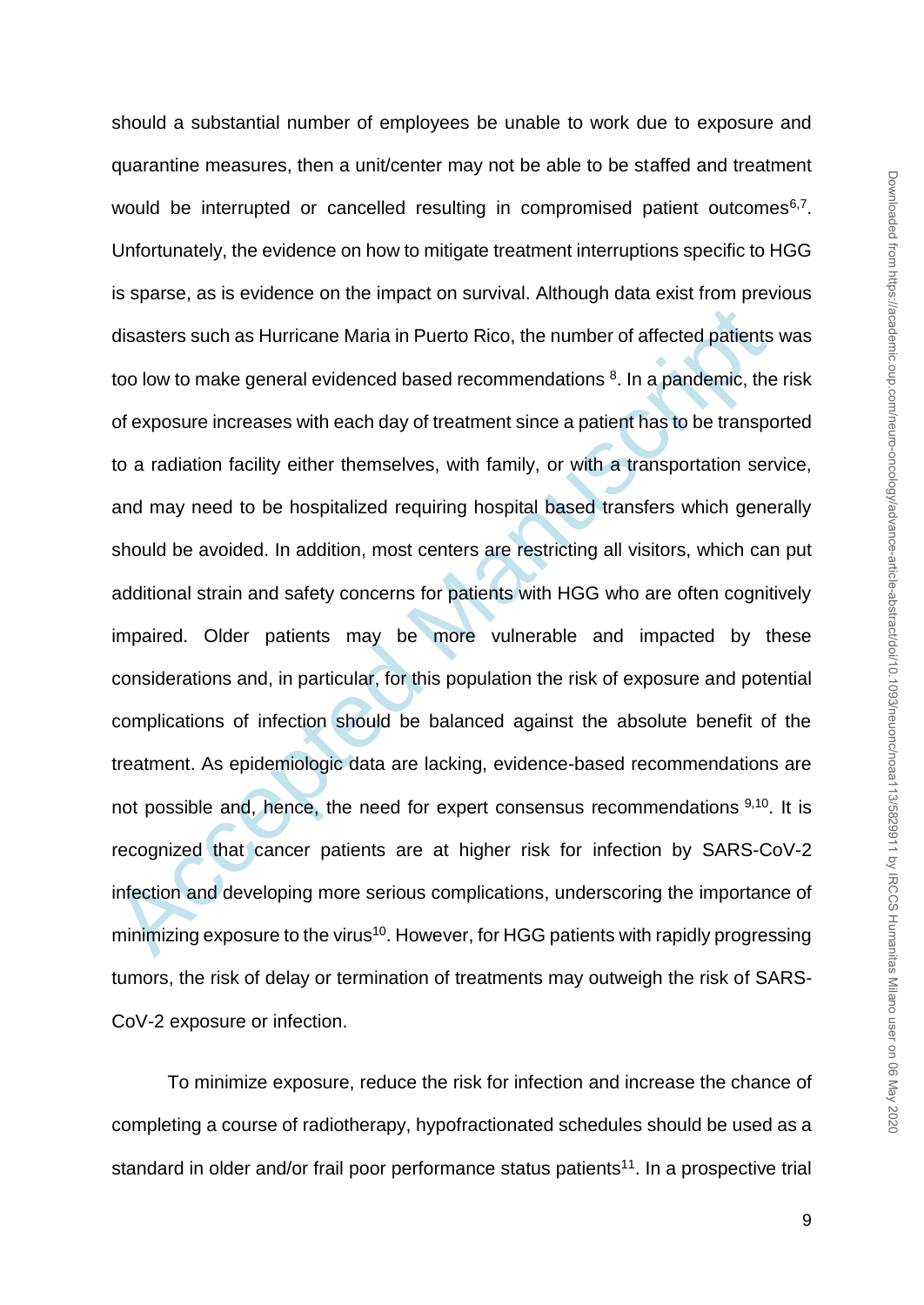should a substantial number of employees be unable to work due to exposure and quarantine measures, then a unit/center may not be able to be staffed and treatment would be interrupted or cancelled resulting in compromised patient outcomes[6,7]. Unfortunately, the evidence on how to mitigate treatment interruptions specific to HGG is sparse, as is evidence on the impact on survival. Although data exist from previous disasters such as Hurricane Maria in Puerto Rico, the number of affected patients was too low to make general evidenced based recommendations [8]. In a pandemic, the risk of exposure increases with each day of treatment since a patient has to be transported to a radiation facility either themselves, with family, or with a transportation service, and may need to be hospitalized requiring hospital based transfers which generally should be avoided. In addition, most centers are restricting all visitors, which can put additional strain and safety concerns for patients with HGG who are often cognitively impaired. Older patients may be more vulnerable and impacted by these considerations and, in particular, for this population the risk of exposure and potential complications of infection should be balanced against the absolute benefit of the treatment. As epidemiologic data are lacking, evidence-based recommendations are not possible and, hence, the need for expert consensus recommendations [9,10]. It is recognized that cancer patients are at higher risk for infection by SARS-CoV-2 infection and developing more serious complications, underscoring the importance of minimizing exposure to the virus[10]. However, for HGG patients with rapidly progressing tumors, the risk of delay or termination of treatments may outweigh the risk of SARS-CoV-2 exposure or infection.

To minimize exposure, reduce the risk for infection and increase the chance of completing a course of radiotherapy, hypofractionated schedules should be used as a standard in older and/or frail poor performance status patients[11]. In a prospective trial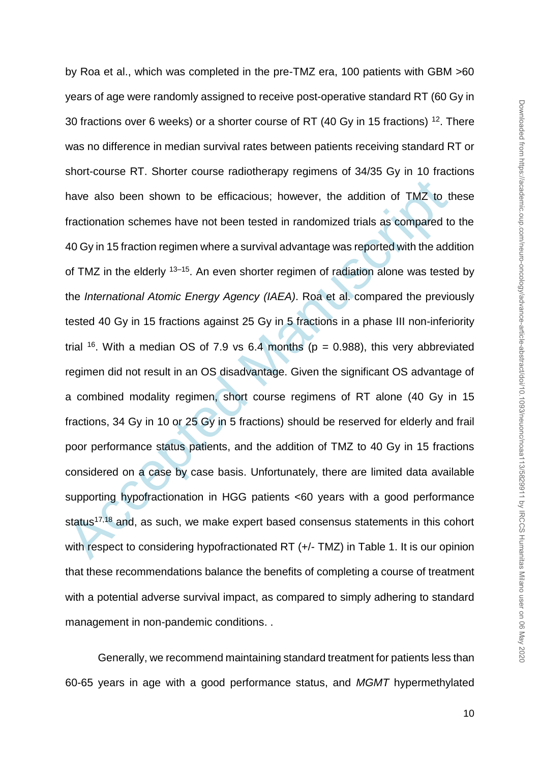by Roa et al., which was completed in the pre-TMZ era, 100 patients with GBM >60 years of age were randomly assigned to receive post-operative standard RT (60 Gy in 30 fractions over 6 weeks) or a shorter course of RT (40 Gy in 15 fractions) [12]. There was no difference in median survival rates between patients receiving standard RT or short-course RT. Shorter course radiotherapy regimens of 34/35 Gy in 10 fractions have also been shown to be efficacious; however, the addition of TMZ to these fractionation schemes have not been tested in randomized trials as compared to the 40 Gy in 15 fraction regimen where a survival advantage was reported with the addition of TMZ in the elderly [13–15]. An even shorter regimen of radiation alone was tested by the *International Atomic Energy Agency (IAEA)*. Roa et al. compared the previously tested 40 Gy in 15 fractions against 25 Gy in 5 fractions in a phase III non-inferiority trial [16]. With a median OS of 7.9 vs 6.4 months ($p = 0.988$), this very abbreviated regimen did not result in an OS disadvantage. Given the significant OS advantage of a combined modality regimen, short course regimens of RT alone (40 Gy in 15 fractions, 34 Gy in 10 or 25 Gy in 5 fractions) should be reserved for elderly and frail poor performance status patients, and the addition of TMZ to 40 Gy in 15 fractions considered on a case by case basis. Unfortunately, there are limited data available supporting hypofractionation in HGG patients <60 years with a good performance status[17,18] and, as such, we make expert based consensus statements in this cohort with respect to considering hypofractionated RT (+/- TMZ) in Table 1. It is our opinion that these recommendations balance the benefits of completing a course of treatment with a potential adverse survival impact, as compared to simply adhering to standard management in non-pandemic conditions. .

Generally, we recommend maintaining standard treatment for patients less than 60-65 years in age with a good performance status, and *MGMT* hypermethylated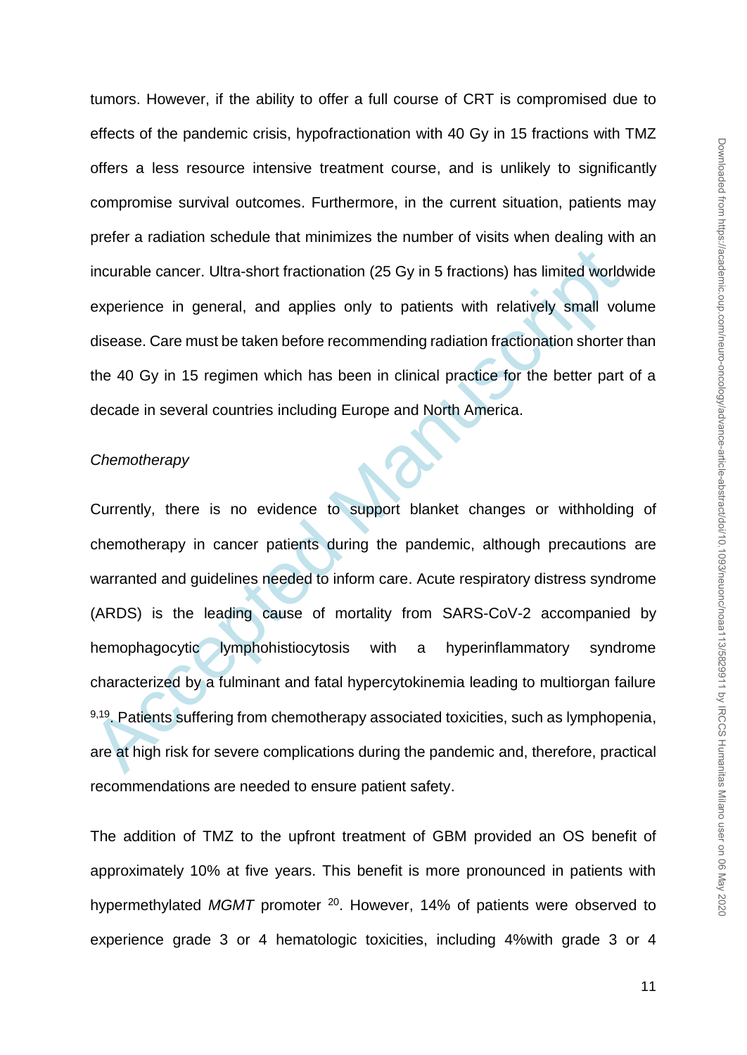tumors. However, if the ability to offer a full course of CRT is compromised due to effects of the pandemic crisis, hypofractionation with 40 Gy in 15 fractions with TMZ offers a less resource intensive treatment course, and is unlikely to significantly compromise survival outcomes. Furthermore, in the current situation, patients may prefer a radiation schedule that minimizes the number of visits when dealing with an incurable cancer. Ultra-short fractionation (25 Gy in 5 fractions) has limited worldwide experience in general, and applies only to patients with relatively small volume disease. Care must be taken before recommending radiation fractionation shorter than the 40 Gy in 15 regimen which has been in clinical practice for the better part of a decade in several countries including Europe and North America.

*Chemotherapy*

Currently, there is no evidence to support blanket changes or withholding of chemotherapy in cancer patients during the pandemic, although precautions are warranted and guidelines needed to inform care. Acute respiratory distress syndrome (ARDS) is the leading cause of mortality from SARS-CoV-2 accompanied by hemophagocytic lymphohistiocytosis with a hyperinflammatory syndrome characterized by a fulminant and fatal hypercytokinemia leading to multiorgan failure [9,19]. Patients suffering from chemotherapy associated toxicities, such as lymphopenia, are at high risk for severe complications during the pandemic and, therefore, practical recommendations are needed to ensure patient safety.

The addition of TMZ to the upfront treatment of GBM provided an OS benefit of approximately 10% at five years. This benefit is more pronounced in patients with hypermethylated *MGMT* promoter [20]. However, 14% of patients were observed to experience grade 3 or 4 hematologic toxicities, including 4%with grade 3 or 4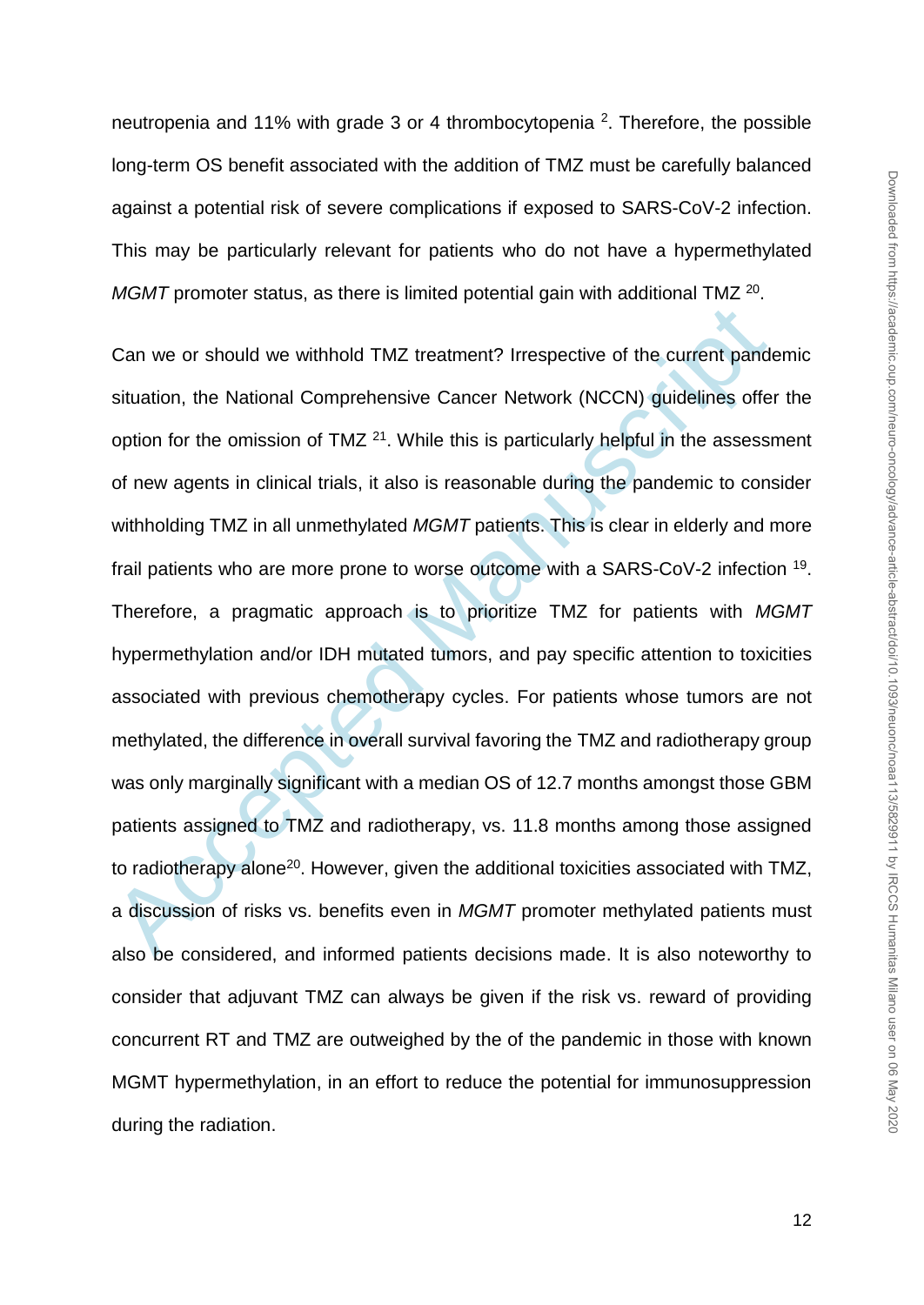neutropenia and 11% with grade 3 or 4 thrombocytopenia [2]. Therefore, the possible long-term OS benefit associated with the addition of TMZ must be carefully balanced against a potential risk of severe complications if exposed to SARS-CoV-2 infection. This may be particularly relevant for patients who do not have a hypermethylated *MGMT* promoter status, as there is limited potential gain with additional TMZ [20].

Can we or should we withhold TMZ treatment? Irrespective of the current pandemic situation, the National Comprehensive Cancer Network (NCCN) guidelines offer the option for the omission of TMZ [21]. While this is particularly helpful in the assessment of new agents in clinical trials, it also is reasonable during the pandemic to consider withholding TMZ in all unmethylated *MGMT* patients. This is clear in elderly and more frail patients who are more prone to worse outcome with a SARS-CoV-2 infection [19]. Therefore, a pragmatic approach is to prioritize TMZ for patients with *MGMT* hypermethylation and/or IDH mutated tumors, and pay specific attention to toxicities associated with previous chemotherapy cycles. For patients whose tumors are not methylated, the difference in overall survival favoring the TMZ and radiotherapy group was only marginally significant with a median OS of 12.7 months amongst those GBM patients assigned to TMZ and radiotherapy, vs. 11.8 months among those assigned to radiotherapy alone[20]. However, given the additional toxicities associated with TMZ, a discussion of risks vs. benefits even in *MGMT* promoter methylated patients must also be considered, and informed patients decisions made. It is also noteworthy to consider that adjuvant TMZ can always be given if the risk vs. reward of providing concurrent RT and TMZ are outweighed by the of the pandemic in those with known MGMT hypermethylation, in an effort to reduce the potential for immunosuppression during the radiation.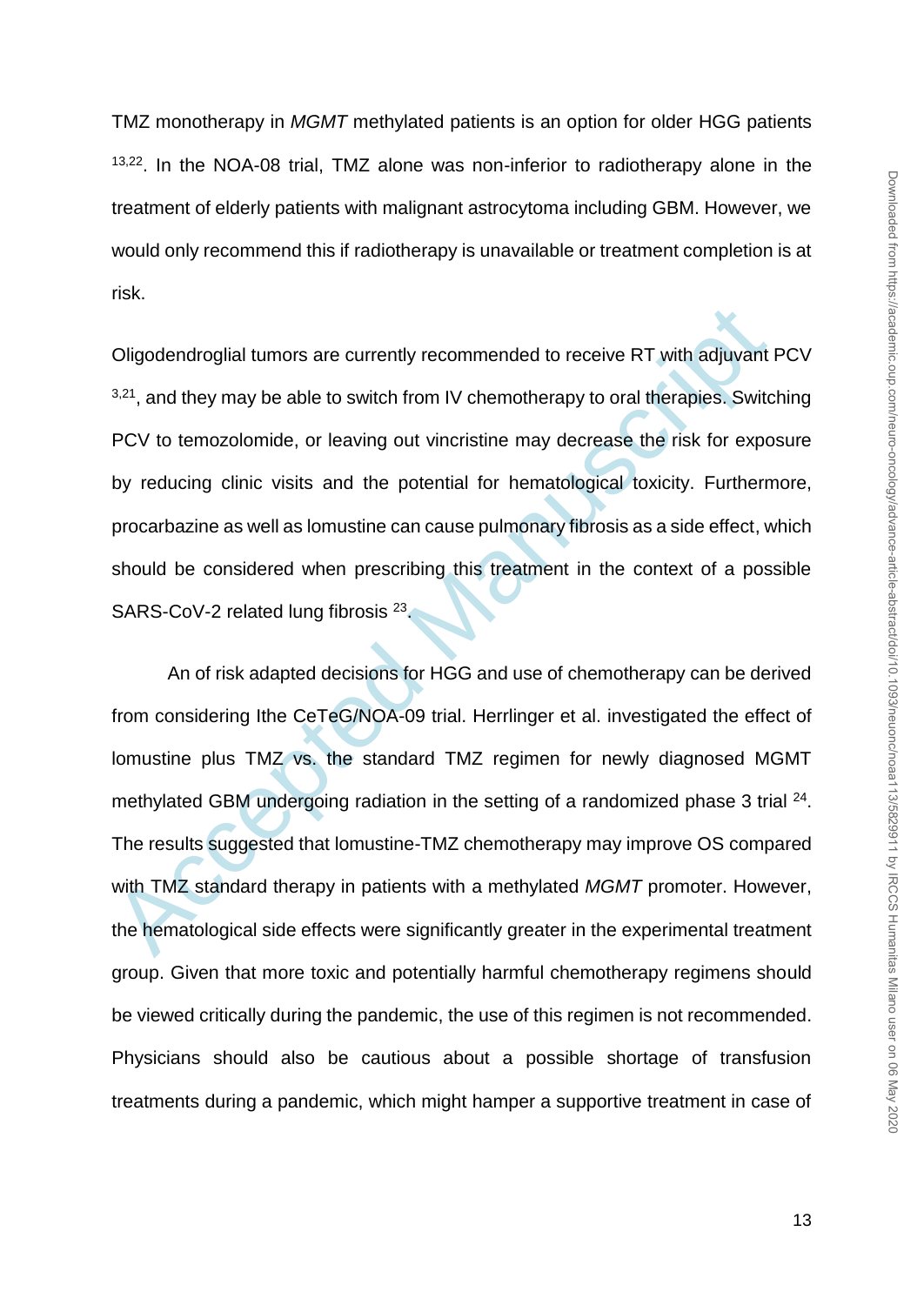TMZ monotherapy in *MGMT* methylated patients is an option for older HGG patients [13,22]. In the NOA-08 trial, TMZ alone was non-inferior to radiotherapy alone in the treatment of elderly patients with malignant astrocytoma including GBM. However, we would only recommend this if radiotherapy is unavailable or treatment completion is at risk.

Oligodendroglial tumors are currently recommended to receive RT with adjuvant PCV [3,21], and they may be able to switch from IV chemotherapy to oral therapies. Switching PCV to temozolomide, or leaving out vincristine may decrease the risk for exposure by reducing clinic visits and the potential for hematological toxicity. Furthermore, procarbazine as well as lomustine can cause pulmonary fibrosis as a side effect, which should be considered when prescribing this treatment in the context of a possible SARS-CoV-2 related lung fibrosis [23].

An of risk adapted decisions for HGG and use of chemotherapy can be derived from considering Ithe CeTeG/NOA-09 trial. Herrlinger et al. investigated the effect of lomustine plus TMZ vs. the standard TMZ regimen for newly diagnosed MGMT methylated GBM undergoing radiation in the setting of a randomized phase 3 trial [24]. The results suggested that lomustine-TMZ chemotherapy may improve OS compared with TMZ standard therapy in patients with a methylated *MGMT* promoter. However, the hematological side effects were significantly greater in the experimental treatment group. Given that more toxic and potentially harmful chemotherapy regimens should be viewed critically during the pandemic, the use of this regimen is not recommended. Physicians should also be cautious about a possible shortage of transfusion treatments during a pandemic, which might hamper a supportive treatment in case of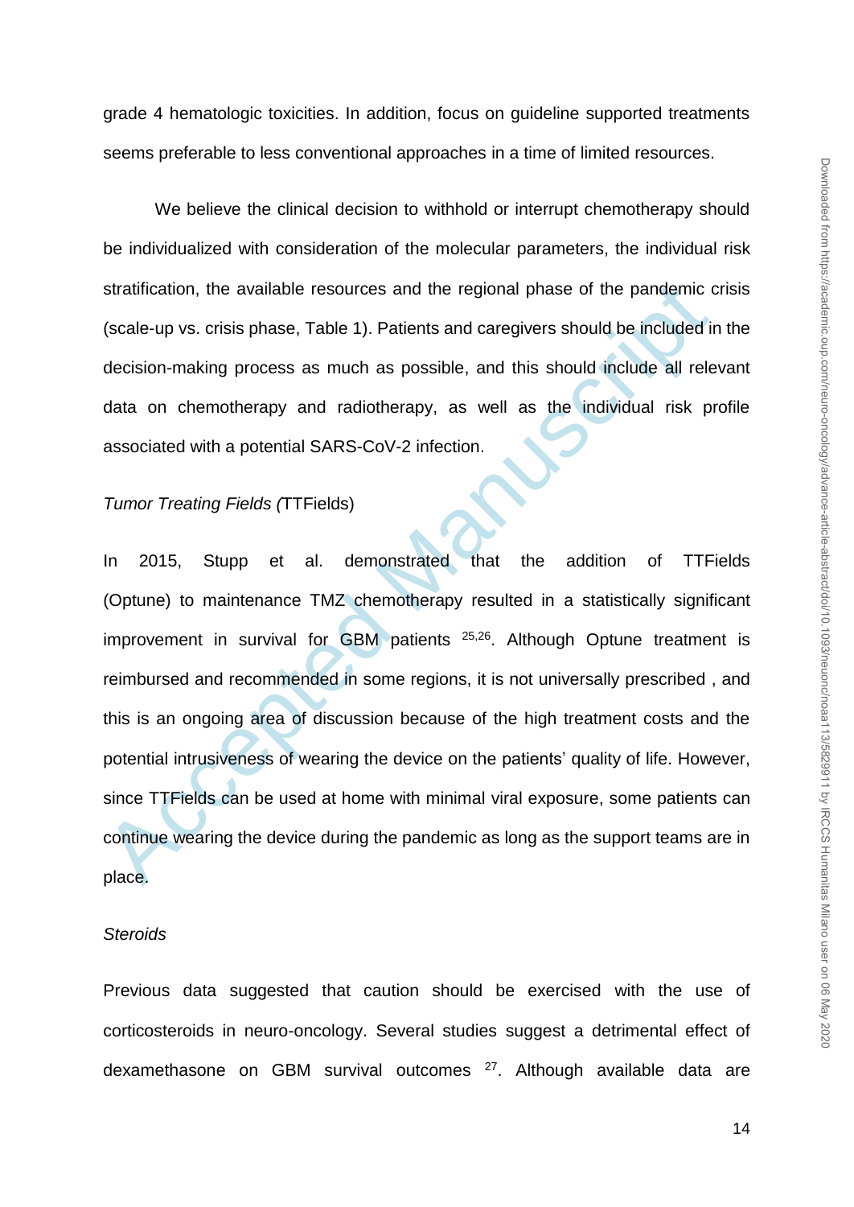grade 4 hematologic toxicities. In addition, focus on guideline supported treatments seems preferable to less conventional approaches in a time of limited resources.

We believe the clinical decision to withhold or interrupt chemotherapy should be individualized with consideration of the molecular parameters, the individual risk stratification, the available resources and the regional phase of the pandemic crisis (scale-up vs. crisis phase, Table 1). Patients and caregivers should be included in the decision-making process as much as possible, and this should include all relevant data on chemotherapy and radiotherapy, as well as the individual risk profile associated with a potential SARS-CoV-2 infection.

*Tumor Treating Fields (*TTFields)

In 2015, Stupp et al. demonstrated that the addition of TTFields (Optune) to maintenance TMZ chemotherapy resulted in a statistically significant improvement in survival for GBM patients [25,26]. Although Optune treatment is reimbursed and recommended in some regions, it is not universally prescribed , and this is an ongoing area of discussion because of the high treatment costs and the potential intrusiveness of wearing the device on the patients' quality of life. However, since TTFields can be used at home with minimal viral exposure, some patients can continue wearing the device during the pandemic as long as the support teams are in place.

*Steroids*

Previous data suggested that caution should be exercised with the use of corticosteroids in neuro-oncology. Several studies suggest a detrimental effect of dexamethasone on GBM survival outcomes [27]. Although available data are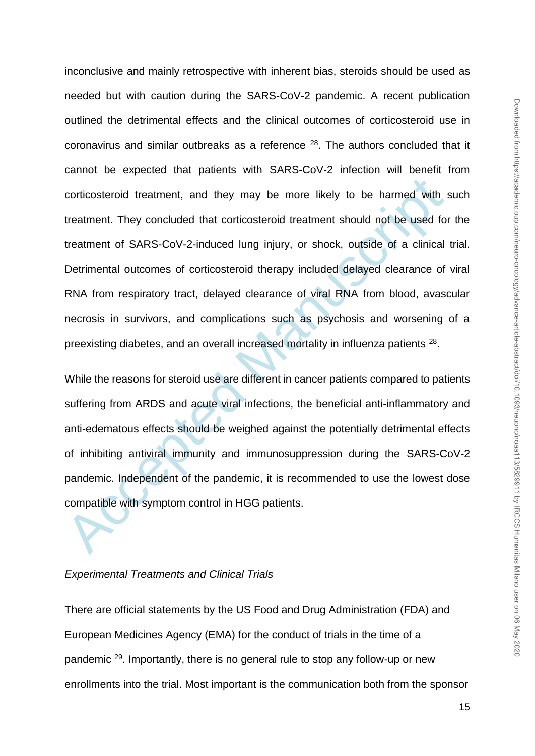inconclusive and mainly retrospective with inherent bias, steroids should be used as needed but with caution during the SARS-CoV-2 pandemic. A recent publication outlined the detrimental effects and the clinical outcomes of corticosteroid use in coronavirus and similar outbreaks as a reference [28]. The authors concluded that it cannot be expected that patients with SARS-CoV-2 infection will benefit from corticosteroid treatment, and they may be more likely to be harmed with such treatment. They concluded that corticosteroid treatment should not be used for the treatment of SARS-CoV-2-induced lung injury, or shock, outside of a clinical trial. Detrimental outcomes of corticosteroid therapy included delayed clearance of viral RNA from respiratory tract, delayed clearance of viral RNA from blood, avascular necrosis in survivors, and complications such as psychosis and worsening of a preexisting diabetes, and an overall increased mortality in influenza patients [28].

While the reasons for steroid use are different in cancer patients compared to patients suffering from ARDS and acute viral infections, the beneficial anti-inflammatory and anti-edematous effects should be weighed against the potentially detrimental effects of inhibiting antiviral immunity and immunosuppression during the SARS-CoV-2 pandemic. Independent of the pandemic, it is recommended to use the lowest dose compatible with symptom control in HGG patients.

*Experimental Treatments and Clinical Trials*

There are official statements by the US Food and Drug Administration (FDA) and European Medicines Agency (EMA) for the conduct of trials in the time of a pandemic [29]. Importantly, there is no general rule to stop any follow-up or new enrollments into the trial. Most important is the communication both from the sponsor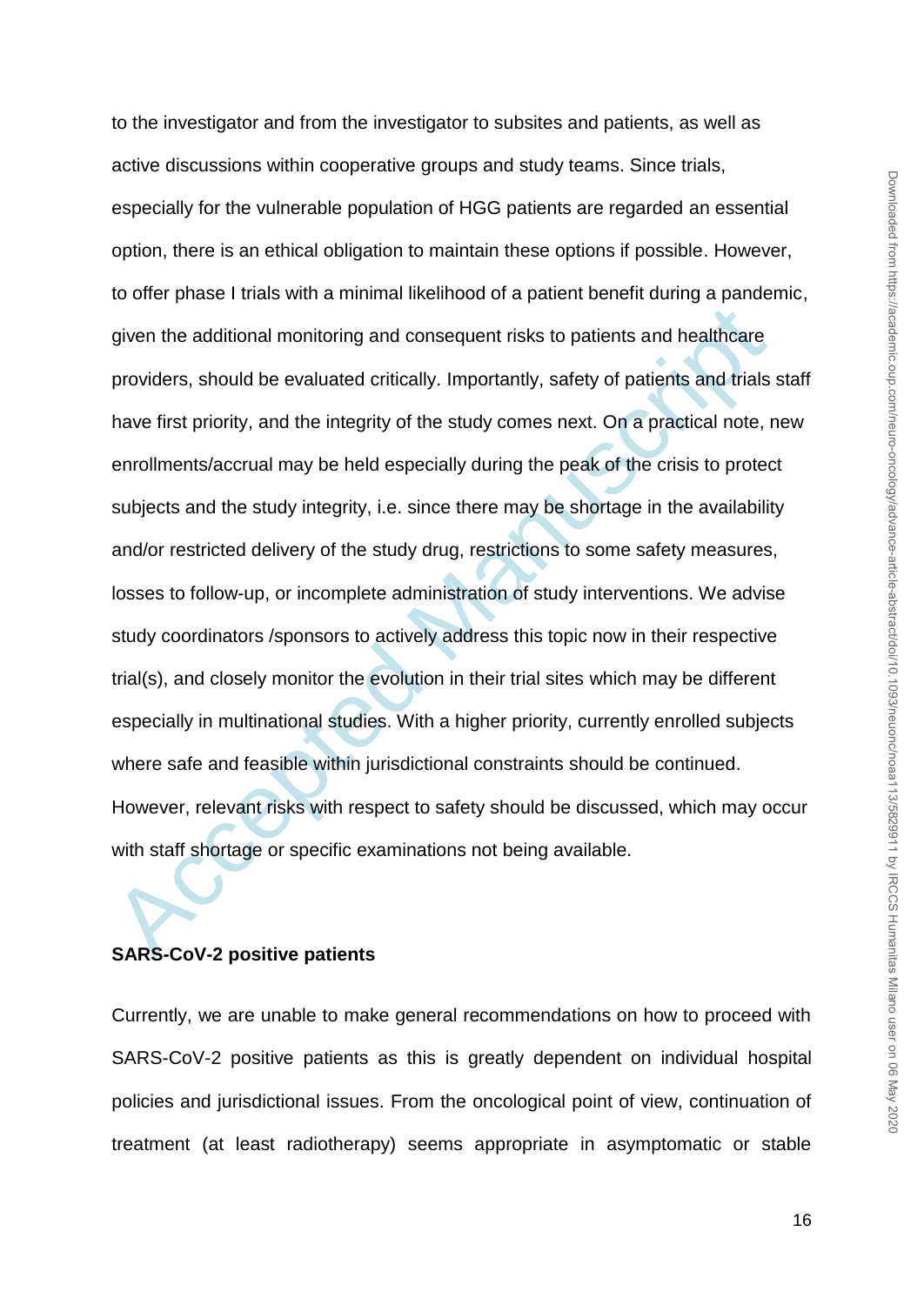to the investigator and from the investigator to subsites and patients, as well as active discussions within cooperative groups and study teams. Since trials, especially for the vulnerable population of HGG patients are regarded an essential option, there is an ethical obligation to maintain these options if possible. However, to offer phase I trials with a minimal likelihood of a patient benefit during a pandemic, given the additional monitoring and consequent risks to patients and healthcare providers, should be evaluated critically. Importantly, safety of patients and trials staff have first priority, and the integrity of the study comes next. On a practical note, new enrollments/accrual may be held especially during the peak of the crisis to protect subjects and the study integrity, i.e. since there may be shortage in the availability and/or restricted delivery of the study drug, restrictions to some safety measures, losses to follow-up, or incomplete administration of study interventions. We advise study coordinators /sponsors to actively address this topic now in their respective trial(s), and closely monitor the evolution in their trial sites which may be different especially in multinational studies. With a higher priority, currently enrolled subjects where safe and feasible within jurisdictional constraints should be continued. However, relevant risks with respect to safety should be discussed, which may occur with staff shortage or specific examinations not being available.

**SARS-CoV-2 positive patients**

Currently, we are unable to make general recommendations on how to proceed with SARS-CoV-2 positive patients as this is greatly dependent on individual hospital policies and jurisdictional issues. From the oncological point of view, continuation of treatment (at least radiotherapy) seems appropriate in asymptomatic or stable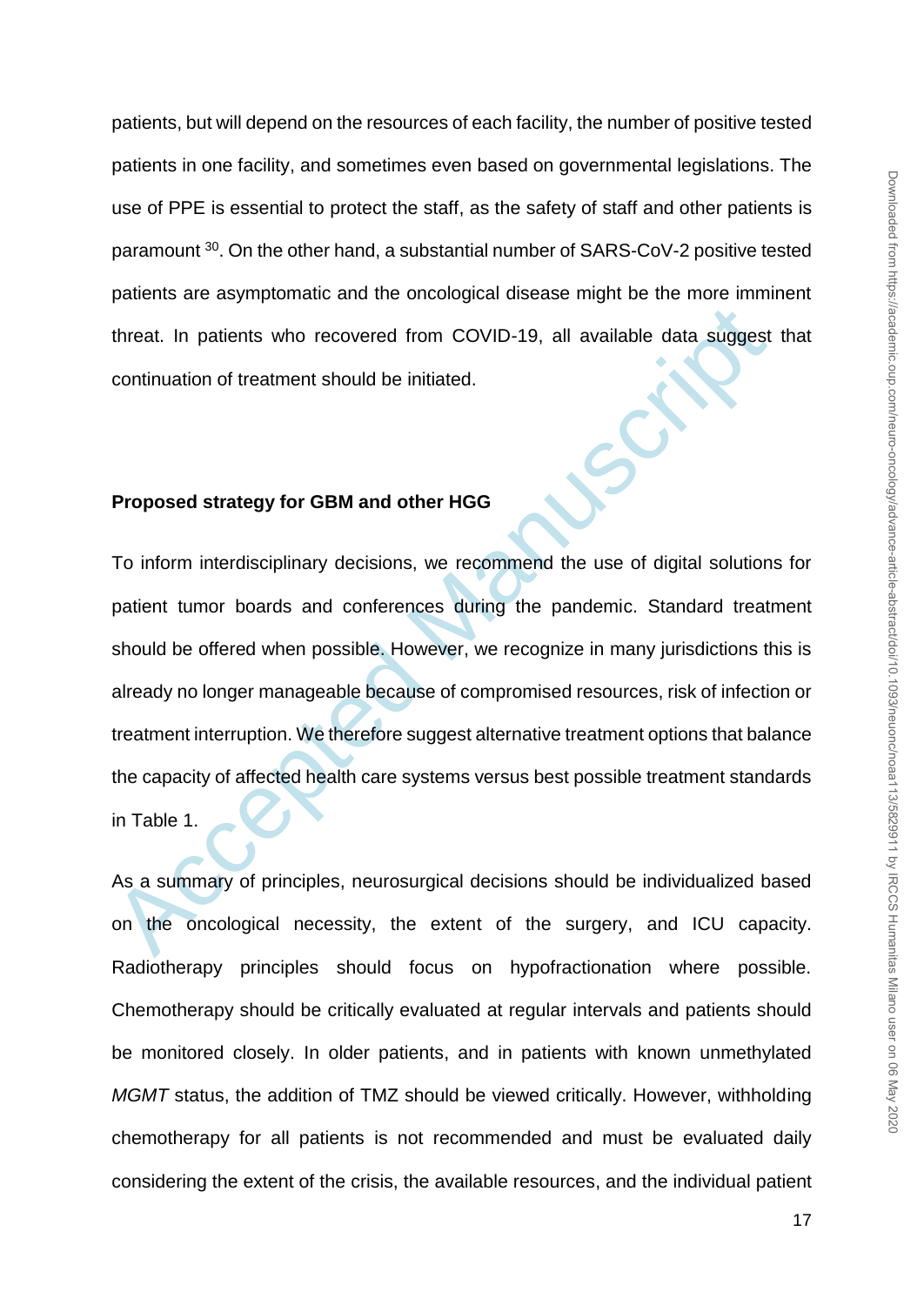patients, but will depend on the resources of each facility, the number of positive tested patients in one facility, and sometimes even based on governmental legislations. The use of PPE is essential to protect the staff, as the safety of staff and other patients is paramount [30]. On the other hand, a substantial number of SARS-CoV-2 positive tested patients are asymptomatic and the oncological disease might be the more imminent threat. In patients who recovered from COVID-19, all available data suggest that continuation of treatment should be initiated.

**Proposed strategy for GBM and other HGG**

To inform interdisciplinary decisions, we recommend the use of digital solutions for patient tumor boards and conferences during the pandemic. Standard treatment should be offered when possible. However, we recognize in many jurisdictions this is already no longer manageable because of compromised resources, risk of infection or treatment interruption. We therefore suggest alternative treatment options that balance the capacity of affected health care systems versus best possible treatment standards in Table 1.

As a summary of principles, neurosurgical decisions should be individualized based on the oncological necessity, the extent of the surgery, and ICU capacity. Radiotherapy principles should focus on hypofractionation where possible. Chemotherapy should be critically evaluated at regular intervals and patients should be monitored closely. In older patients, and in patients with known unmethylated *MGMT* status, the addition of TMZ should be viewed critically. However, withholding chemotherapy for all patients is not recommended and must be evaluated daily considering the extent of the crisis, the available resources, and the individual patient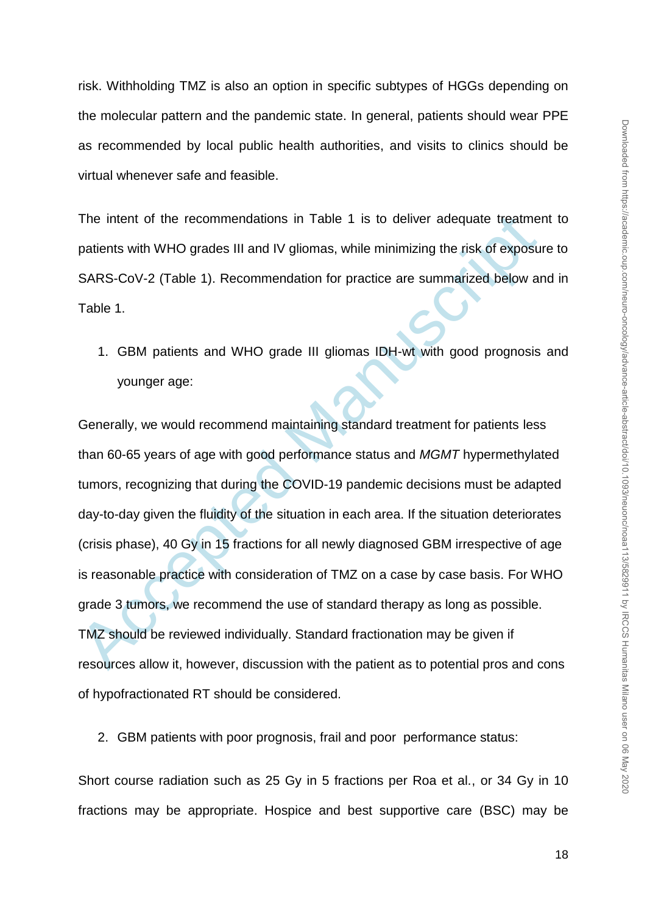risk. Withholding TMZ is also an option in specific subtypes of HGGs depending on the molecular pattern and the pandemic state. In general, patients should wear PPE as recommended by local public health authorities, and visits to clinics should be virtual whenever safe and feasible.

The intent of the recommendations in Table 1 is to deliver adequate treatment to patients with WHO grades III and IV gliomas, while minimizing the risk of exposure to SARS-CoV-2 (Table 1). Recommendation for practice are summarized below and in Table 1.

1. GBM patients and WHO grade III gliomas IDH-wt with good prognosis and younger age:

Generally, we would recommend maintaining standard treatment for patients less than 60-65 years of age with good performance status and *MGMT* hypermethylated tumors, recognizing that during the COVID-19 pandemic decisions must be adapted day-to-day given the fluidity of the situation in each area. If the situation deteriorates (crisis phase), 40 Gy in 15 fractions for all newly diagnosed GBM irrespective of age is reasonable practice with consideration of TMZ on a case by case basis. For WHO grade 3 tumors, we recommend the use of standard therapy as long as possible. TMZ should be reviewed individually. Standard fractionation may be given if resources allow it, however, discussion with the patient as to potential pros and cons of hypofractionated RT should be considered.

2. GBM patients with poor prognosis, frail and poor performance status:

Short course radiation such as 25 Gy in 5 fractions per Roa et al., or 34 Gy in 10 fractions may be appropriate. Hospice and best supportive care (BSC) may be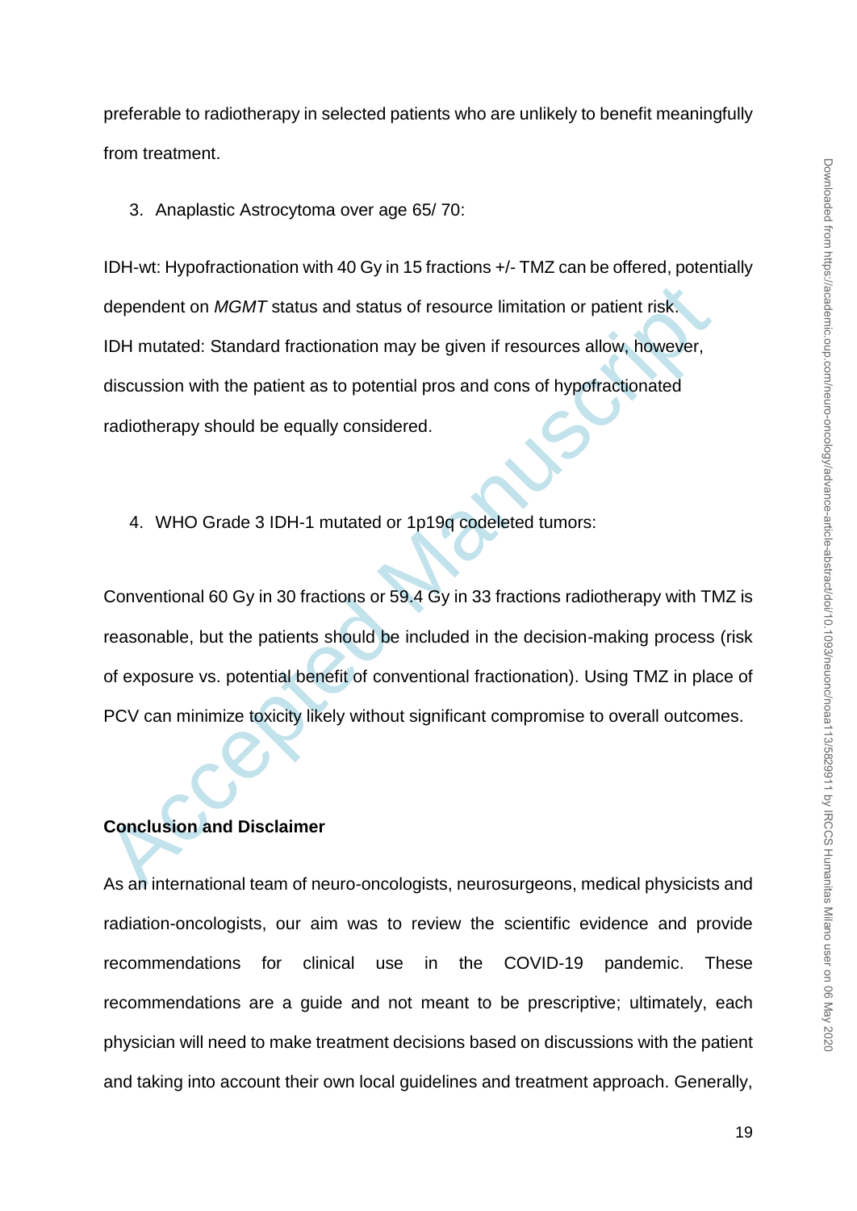preferable to radiotherapy in selected patients who are unlikely to benefit meaningfully from treatment.

3. Anaplastic Astrocytoma over age 65/ 70:

IDH-wt: Hypofractionation with 40 Gy in 15 fractions +/- TMZ can be offered, potentially dependent on *MGMT* status and status of resource limitation or patient risk.
IDH mutated: Standard fractionation may be given if resources allow, however, discussion with the patient as to potential pros and cons of hypofractionated radiotherapy should be equally considered.

4. WHO Grade 3 IDH-1 mutated or 1p19q codeleted tumors:

Conventional 60 Gy in 30 fractions or 59.4 Gy in 33 fractions radiotherapy with TMZ is reasonable, but the patients should be included in the decision-making process (risk of exposure vs. potential benefit of conventional fractionation). Using TMZ in place of PCV can minimize toxicity likely without significant compromise to overall outcomes.

**Conclusion and Disclaimer**

As an international team of neuro-oncologists, neurosurgeons, medical physicists and radiation-oncologists, our aim was to review the scientific evidence and provide recommendations for clinical use in the COVID-19 pandemic. These recommendations are a guide and not meant to be prescriptive; ultimately, each physician will need to make treatment decisions based on discussions with the patient and taking into account their own local guidelines and treatment approach. Generally,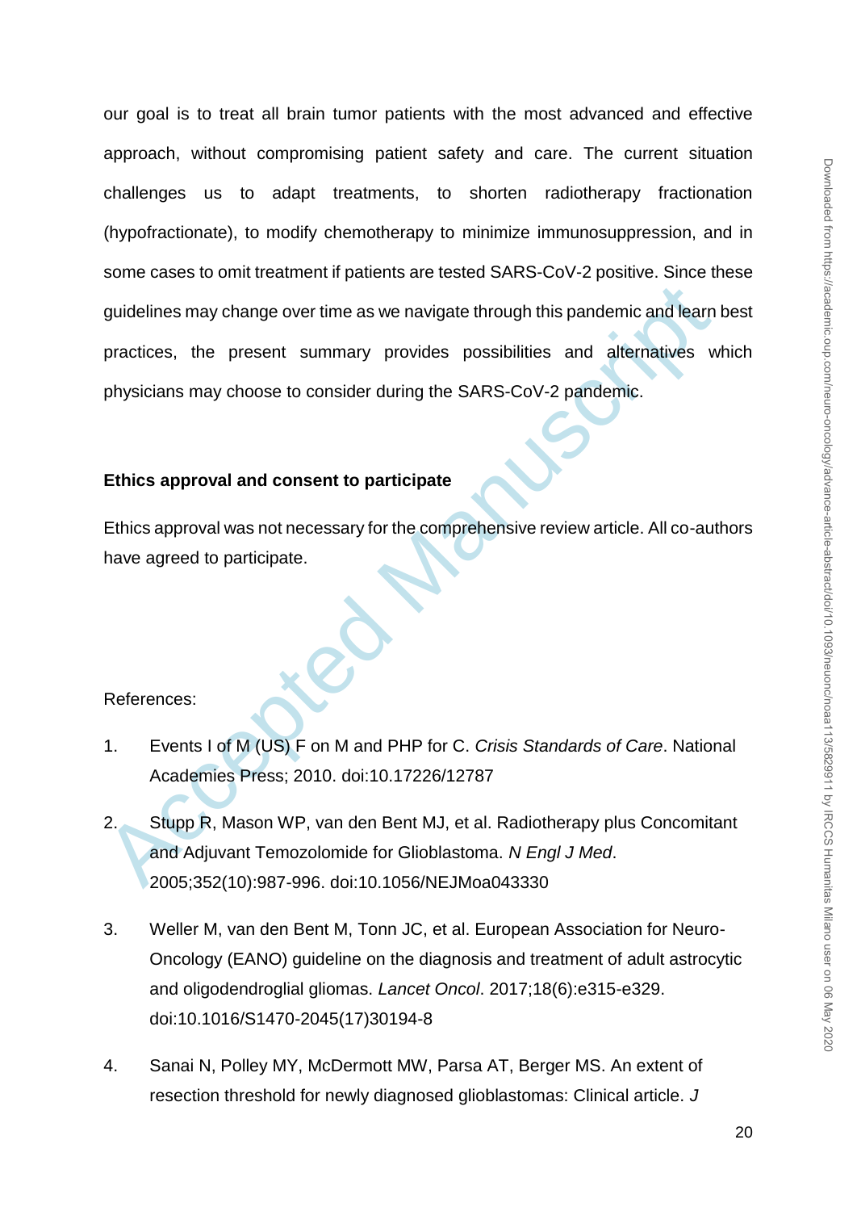our goal is to treat all brain tumor patients with the most advanced and effective approach, without compromising patient safety and care. The current situation challenges us to adapt treatments, to shorten radiotherapy fractionation (hypofractionate), to modify chemotherapy to minimize immunosuppression, and in some cases to omit treatment if patients are tested SARS-CoV-2 positive. Since these guidelines may change over time as we navigate through this pandemic and learn best practices, the present summary provides possibilities and alternatives which physicians may choose to consider during the SARS-CoV-2 pandemic.

**Ethics approval and consent to participate**

Ethics approval was not necessary for the comprehensive review article. All co-authors have agreed to participate.

References:

1. Events I of M (US) F on M and PHP for C. *Crisis Standards of Care*. National Academies Press; 2010. doi:10.17226/12787

2. Stupp R, Mason WP, van den Bent MJ, et al. Radiotherapy plus Concomitant and Adjuvant Temozolomide for Glioblastoma. *N Engl J Med*. 2005;352(10):987-996. doi:10.1056/NEJMoa043330

3. Weller M, van den Bent M, Tonn JC, et al. European Association for Neuro-Oncology (EANO) guideline on the diagnosis and treatment of adult astrocytic and oligodendroglial gliomas. *Lancet Oncol*. 2017;18(6):e315-e329. doi:10.1016/S1470-2045(17)30194-8

4. Sanai N, Polley MY, McDermott MW, Parsa AT, Berger MS. An extent of resection threshold for newly diagnosed glioblastomas: Clinical article. *J*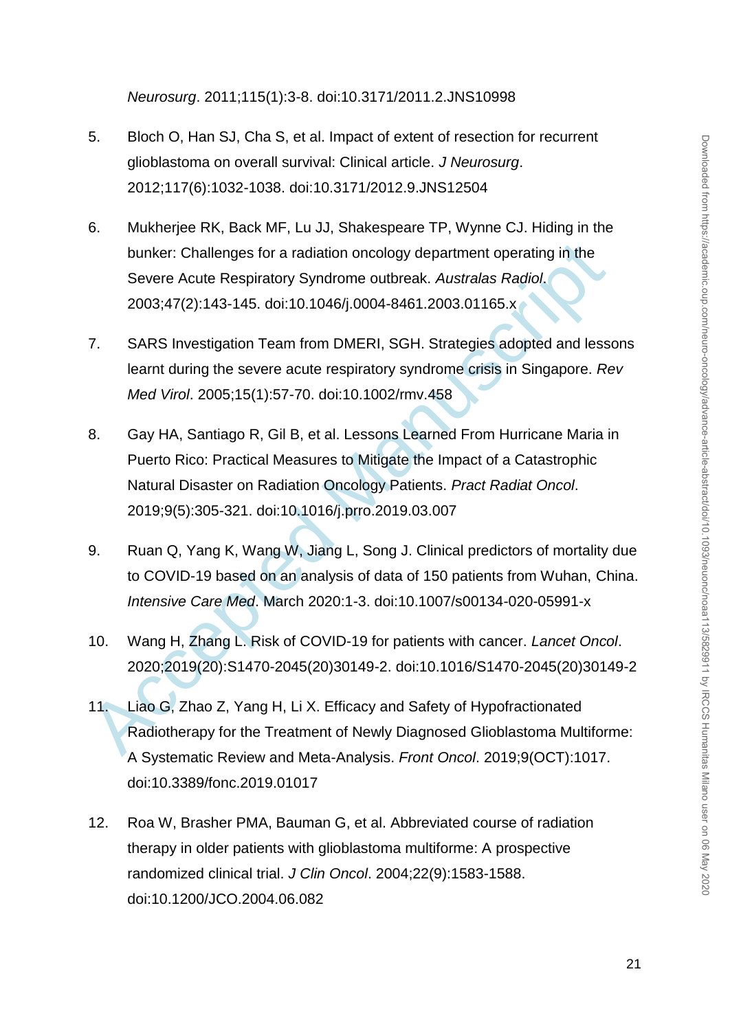*Neurosurg*. 2011;115(1):3-8. doi:10.3171/2011.2.JNS10998

5. Bloch O, Han SJ, Cha S, et al. Impact of extent of resection for recurrent glioblastoma on overall survival: Clinical article. *J Neurosurg*. 2012;117(6):1032-1038. doi:10.3171/2012.9.JNS12504

6. Mukherjee RK, Back MF, Lu JJ, Shakespeare TP, Wynne CJ. Hiding in the bunker: Challenges for a radiation oncology department operating in the Severe Acute Respiratory Syndrome outbreak. *Australas Radiol*. 2003;47(2):143-145. doi:10.1046/j.0004-8461.2003.01165.x

7. SARS Investigation Team from DMERI, SGH. Strategies adopted and lessons learnt during the severe acute respiratory syndrome crisis in Singapore. *Rev Med Virol*. 2005;15(1):57-70. doi:10.1002/rmv.458

8. Gay HA, Santiago R, Gil B, et al. Lessons Learned From Hurricane Maria in Puerto Rico: Practical Measures to Mitigate the Impact of a Catastrophic Natural Disaster on Radiation Oncology Patients. *Pract Radiat Oncol*. 2019;9(5):305-321. doi:10.1016/j.prro.2019.03.007

9. Ruan Q, Yang K, Wang W, Jiang L, Song J. Clinical predictors of mortality due to COVID-19 based on an analysis of data of 150 patients from Wuhan, China. *Intensive Care Med*. March 2020:1-3. doi:10.1007/s00134-020-05991-x

10. Wang H, Zhang L. Risk of COVID-19 for patients with cancer. *Lancet Oncol*. 2020;2019(20):S1470-2045(20)30149-2. doi:10.1016/S1470-2045(20)30149-2

11. Liao G, Zhao Z, Yang H, Li X. Efficacy and Safety of Hypofractionated Radiotherapy for the Treatment of Newly Diagnosed Glioblastoma Multiforme: A Systematic Review and Meta-Analysis. *Front Oncol*. 2019;9(OCT):1017. doi:10.3389/fonc.2019.01017

12. Roa W, Brasher PMA, Bauman G, et al. Abbreviated course of radiation therapy in older patients with glioblastoma multiforme: A prospective randomized clinical trial. *J Clin Oncol*. 2004;22(9):1583-1588. doi:10.1200/JCO.2004.06.082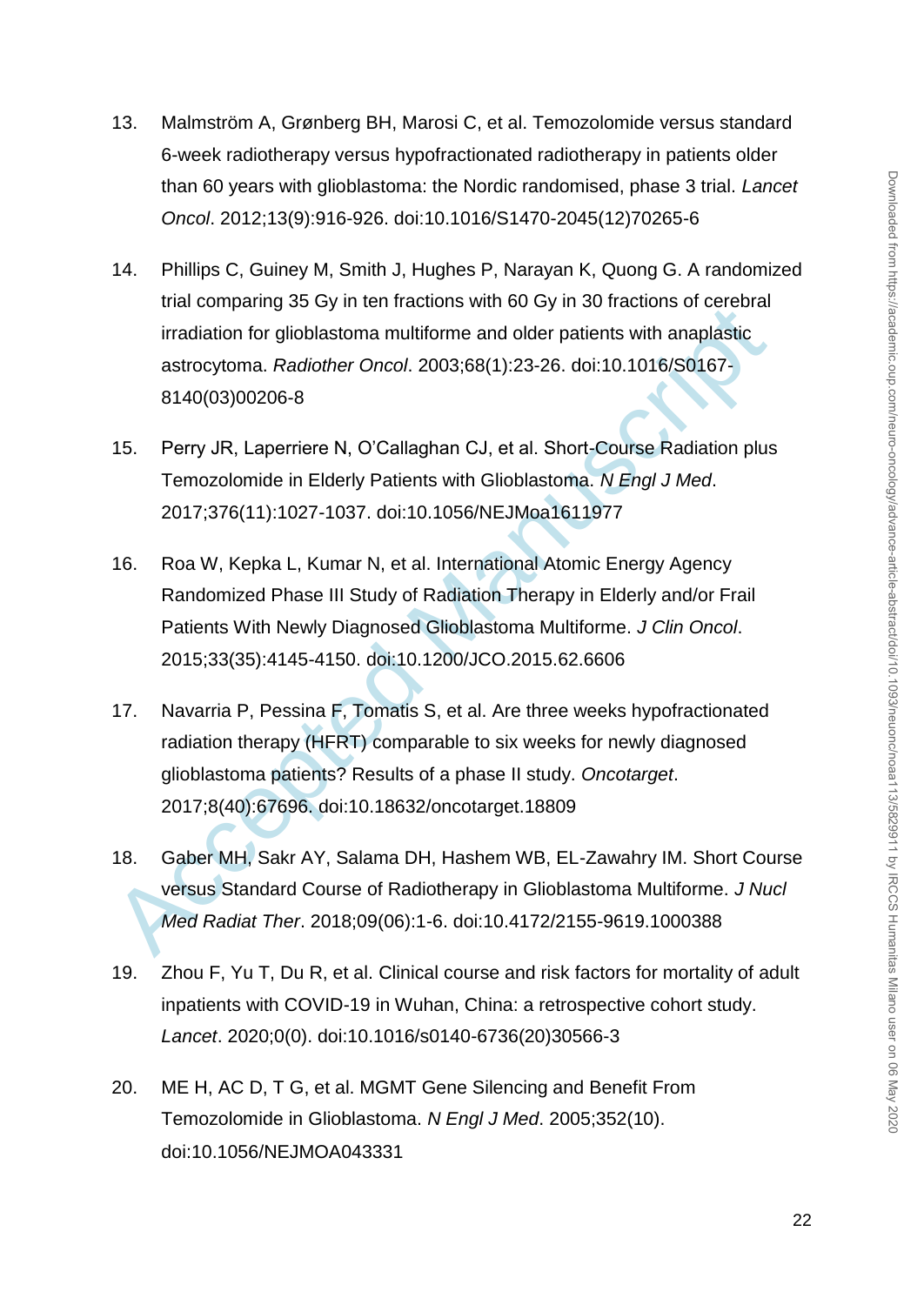13. Malmström A, Grønberg BH, Marosi C, et al. Temozolomide versus standard 6-week radiotherapy versus hypofractionated radiotherapy in patients older than 60 years with glioblastoma: the Nordic randomised, phase 3 trial. *Lancet Oncol*. 2012;13(9):916-926. doi:10.1016/S1470-2045(12)70265-6

14. Phillips C, Guiney M, Smith J, Hughes P, Narayan K, Quong G. A randomized trial comparing 35 Gy in ten fractions with 60 Gy in 30 fractions of cerebral irradiation for glioblastoma multiforme and older patients with anaplastic astrocytoma. *Radiother Oncol*. 2003;68(1):23-26. doi:10.1016/S0167-8140(03)00206-8

15. Perry JR, Laperriere N, O'Callaghan CJ, et al. Short-Course Radiation plus Temozolomide in Elderly Patients with Glioblastoma. *N Engl J Med*. 2017;376(11):1027-1037. doi:10.1056/NEJMoa1611977

16. Roa W, Kepka L, Kumar N, et al. International Atomic Energy Agency Randomized Phase III Study of Radiation Therapy in Elderly and/or Frail Patients With Newly Diagnosed Glioblastoma Multiforme. *J Clin Oncol*. 2015;33(35):4145-4150. doi:10.1200/JCO.2015.62.6606

17. Navarria P, Pessina F, Tomatis S, et al. Are three weeks hypofractionated radiation therapy (HFRT) comparable to six weeks for newly diagnosed glioblastoma patients? Results of a phase II study. *Oncotarget*. 2017;8(40):67696. doi:10.18632/oncotarget.18809

18. Gaber MH, Sakr AY, Salama DH, Hashem WB, EL-Zawahry IM. Short Course versus Standard Course of Radiotherapy in Glioblastoma Multiforme. *J Nucl Med Radiat Ther*. 2018;09(06):1-6. doi:10.4172/2155-9619.1000388

19. Zhou F, Yu T, Du R, et al. Clinical course and risk factors for mortality of adult inpatients with COVID-19 in Wuhan, China: a retrospective cohort study. *Lancet*. 2020;0(0). doi:10.1016/s0140-6736(20)30566-3

20. ME H, AC D, T G, et al. MGMT Gene Silencing and Benefit From Temozolomide in Glioblastoma. *N Engl J Med*. 2005;352(10). doi:10.1056/NEJMOA043331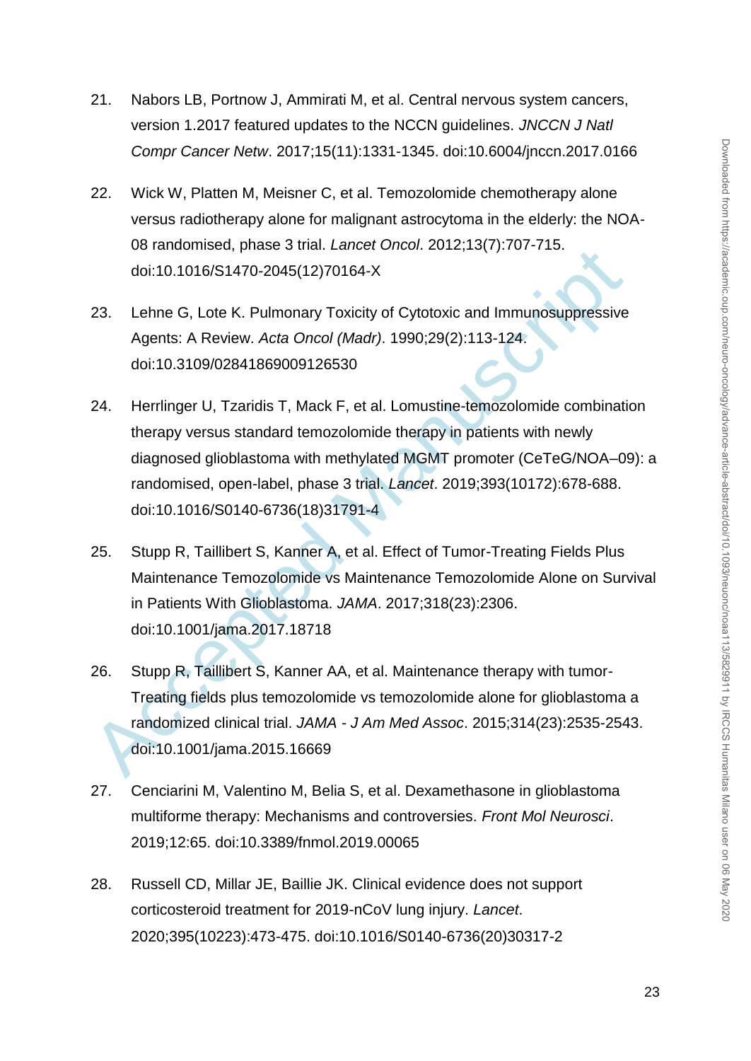21. Nabors LB, Portnow J, Ammirati M, et al. Central nervous system cancers, version 1.2017 featured updates to the NCCN guidelines. *JNCCN J Natl Compr Cancer Netw*. 2017;15(11):1331-1345. doi:10.6004/jnccn.2017.0166

22. Wick W, Platten M, Meisner C, et al. Temozolomide chemotherapy alone versus radiotherapy alone for malignant astrocytoma in the elderly: the NOA-08 randomised, phase 3 trial. *Lancet Oncol*. 2012;13(7):707-715. doi:10.1016/S1470-2045(12)70164-X

23. Lehne G, Lote K. Pulmonary Toxicity of Cytotoxic and Immunosuppressive Agents: A Review. *Acta Oncol (Madr)*. 1990;29(2):113-124. doi:10.3109/02841869009126530

24. Herrlinger U, Tzaridis T, Mack F, et al. Lomustine-temozolomide combination therapy versus standard temozolomide therapy in patients with newly diagnosed glioblastoma with methylated MGMT promoter (CeTeG/NOA–09): a randomised, open-label, phase 3 trial. *Lancet*. 2019;393(10172):678-688. doi:10.1016/S0140-6736(18)31791-4

25. Stupp R, Taillibert S, Kanner A, et al. Effect of Tumor-Treating Fields Plus Maintenance Temozolomide vs Maintenance Temozolomide Alone on Survival in Patients With Glioblastoma. *JAMA*. 2017;318(23):2306. doi:10.1001/jama.2017.18718

26. Stupp R, Taillibert S, Kanner AA, et al. Maintenance therapy with tumor-Treating fields plus temozolomide vs temozolomide alone for glioblastoma a randomized clinical trial. *JAMA - J Am Med Assoc*. 2015;314(23):2535-2543. doi:10.1001/jama.2015.16669

27. Cenciarini M, Valentino M, Belia S, et al. Dexamethasone in glioblastoma multiforme therapy: Mechanisms and controversies. *Front Mol Neurosci*. 2019;12:65. doi:10.3389/fnmol.2019.00065

28. Russell CD, Millar JE, Baillie JK. Clinical evidence does not support corticosteroid treatment for 2019-nCoV lung injury. *Lancet*. 2020;395(10223):473-475. doi:10.1016/S0140-6736(20)30317-2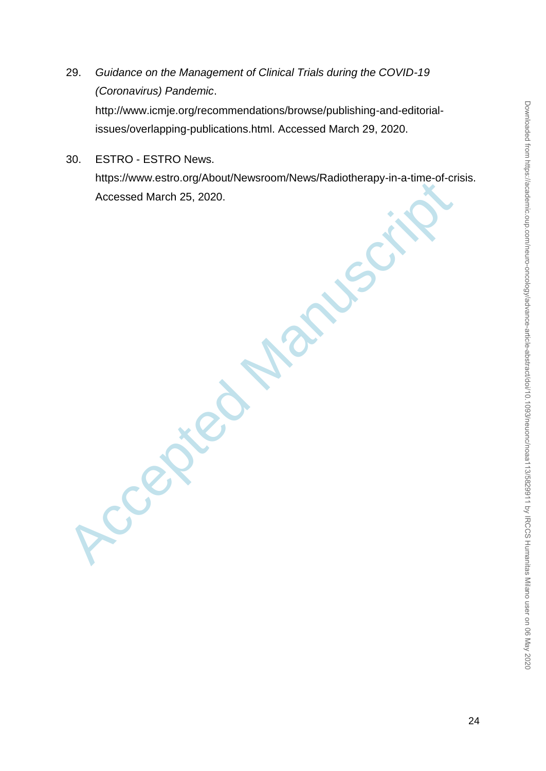29. *Guidance on the Management of Clinical Trials during the COVID-19 (Coronavirus) Pandemic*. http://www.icmje.org/recommendations/browse/publishing-and-editorial-issues/overlapping-publications.html. Accessed March 29, 2020.

30. ESTRO - ESTRO News. https://www.estro.org/About/Newsroom/News/Radiotherapy-in-a-time-of-crisis. Accessed March 25, 2020.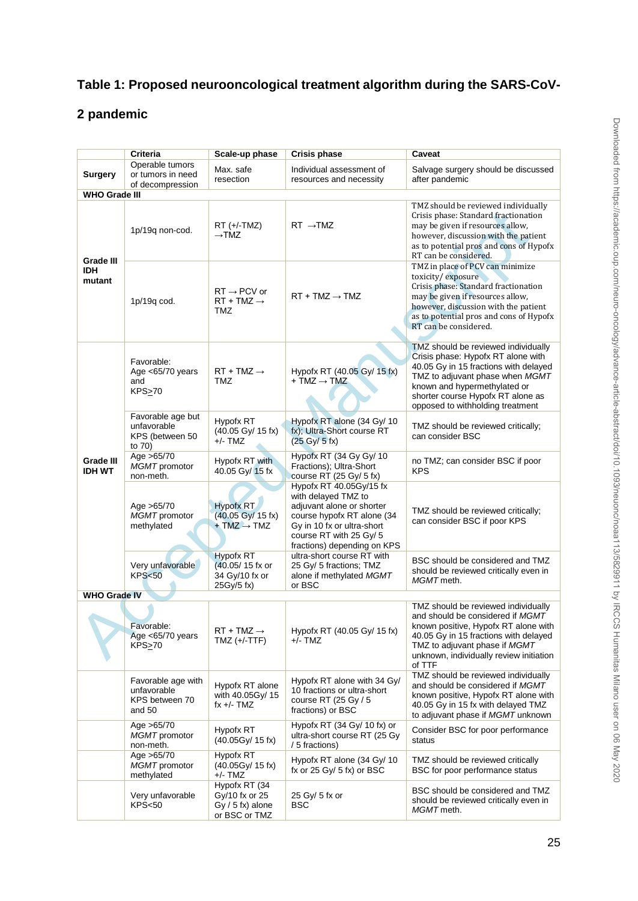## Table 1: Proposed neurooncological treatment algorithm during the SARS-CoV-2 pandemic

| | Criteria | Scale-up phase | Crisis phase | Caveat |
|---|---|---|---|---|
| **Surgery** | Operable tumors or tumors in need of decompression | Max. safe resection | Individual assessment of resources and necessity | Salvage surgery should be discussed after pandemic |
| **WHO Grade III** | | | | |
| **Grade III IDH mutant** | 1p/19q non-cod. | RT (+/-TMZ) →TMZ | RT →TMZ | TMZ should be reviewed individually Crisis phase: Standard fractionation may be given if resources allow, however, discussion with the patient as to potential pros and cons of Hypofx RT can be considered. |
| | 1p/19q cod. | RT → PCV or RT + TMZ → TMZ | RT + TMZ → TMZ | TMZ in place of PCV can minimize toxicity/ exposure Crisis phase: Standard fractionation may be given if resources allow, however, discussion with the patient as to potential pros and cons of Hypofx RT can be considered. |
| **Grade III IDH WT** | Favorable: Age <65/70 years and KPS≥70 | RT + TMZ → TMZ | Hypofx RT (40.05 Gy/ 15 fx) + TMZ → TMZ | TMZ should be reviewed individually Crisis phase: Hypofx RT alone with 40.05 Gy in 15 fractions with delayed TMZ to adjuvant phase when *MGMT* known and hypermethylated or shorter course Hypofx RT alone as opposed to withholding treatment |
| | Favorable age but unfavorable KPS (between 50 to 70) | Hypofx RT (40.05 Gy/ 15 fx) +/- TMZ | Hypofx RT alone (34 Gy/ 10 fx); Ultra-Short course RT (25 Gy/ 5 fx) | TMZ should be reviewed critically; can consider BSC |
| | Age >65/70 *MGMT* promotor non-meth. | Hypofx RT with 40.05 Gy/ 15 fx | Hypofx RT (34 Gy/ 10 Fractions); Ultra-Short course RT (25 Gy/ 5 fx) | no TMZ; can consider BSC if poor KPS |
| | Age >65/70 *MGMT* promotor methylated | Hypofx RT (40.05 Gy/ 15 fx) + TMZ → TMZ | Hypofx RT 40.05Gy/15 fx with delayed TMZ to adjuvant alone or shorter course hypofx RT alone (34 Gy in 10 fx or ultra-short course RT with 25 Gy/ 5 fractions) depending on KPS | TMZ should be reviewed critically; can consider BSC if poor KPS |
| | Very unfavorable KPS<50 | Hypofx RT (40.05/ 15 fx or 34 Gy/10 fx or 25Gy/5 fx) | ultra-short course RT with 25 Gy/ 5 fractions; TMZ alone if methylated *MGMT* or BSC | BSC should be considered and TMZ should be reviewed critically even in *MGMT* meth. |
| **WHO Grade IV** | | | | |
| | Favorable: Age <65/70 years KPS≥70 | RT + TMZ → TMZ (+/-TTF) | Hypofx RT (40.05 Gy/ 15 fx) +/- TMZ | TMZ should be reviewed individually and should be considered if *MGMT* known positive, Hypofx RT alone with 40.05 Gy in 15 fractions with delayed TMZ to adjuvant phase if *MGMT* unknown, individually review initiation of TTF |
| | Favorable age with unfavorable KPS between 70 and 50 | Hypofx RT alone with 40.05Gy/ 15 fx +/- TMZ | Hypofx RT alone with 34 Gy/ 10 fractions or ultra-short course RT (25 Gy / 5 fractions) or BSC | TMZ should be reviewed individually and should be considered if *MGMT* known positive, Hypofx RT alone with 40.05 Gy in 15 fx with delayed TMZ to adjuvant phase if *MGMT* unknown |
| | Age >65/70 *MGMT* promotor non-meth. | Hypofx RT (40.05Gy/ 15 fx) | Hypofx RT (34 Gy/ 10 fx) or ultra-short course RT (25 Gy / 5 fractions) | Consider BSC for poor performance status |
| | Age >65/70 *MGMT* promotor methylated | Hypofx RT (40.05Gy/ 15 fx) +/- TMZ | Hypofx RT alone (34 Gy/ 10 fx or 25 Gy/ 5 fx) or BSC | TMZ should be reviewed critically BSC for poor performance status |
| | Very unfavorable KPS<50 | Hypofx RT (34 Gy/10 fx or 25 Gy / 5 fx) alone or BSC or TMZ | 25 Gy/ 5 fx or BSC | BSC should be considered and TMZ should be reviewed critically even in *MGMT* meth. |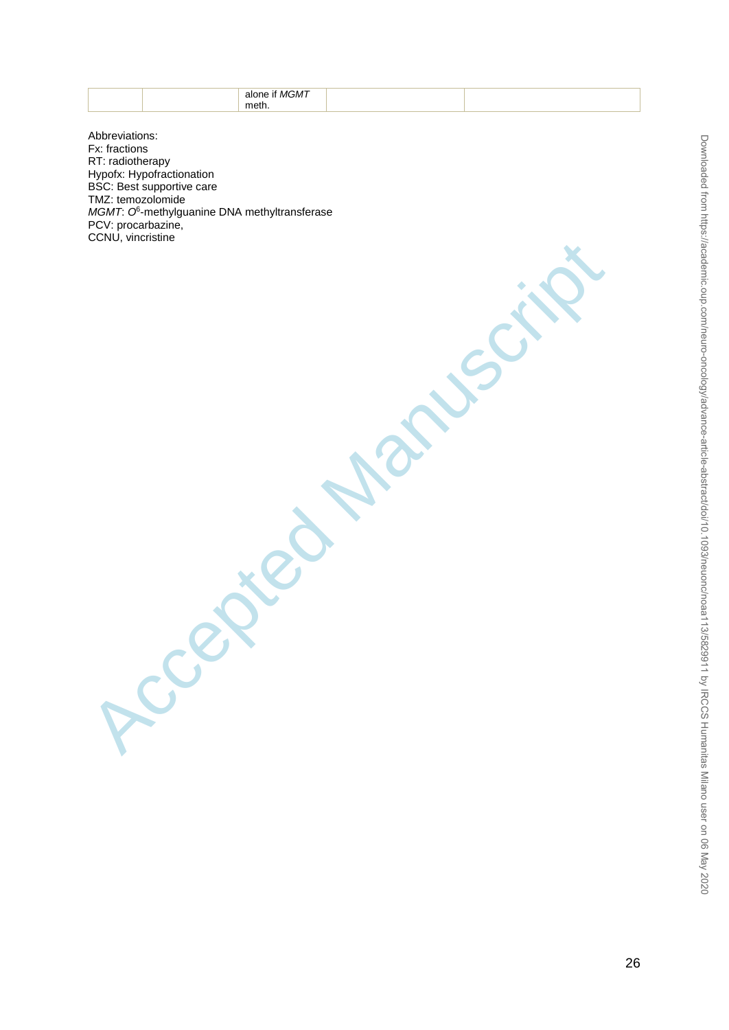| | | | | |
|---|---|---|---|---|
| | | alone if *MGMT* meth. | | |

Abbreviations:
Fx: fractions
RT: radiotherapy
Hypofx: Hypofractionation
BSC: Best supportive care
TMZ: temozolomide
*MGMT*: *O*[6]-methylguanine DNA methyltransferase
PCV: procarbazine,
CCNU, vincristine